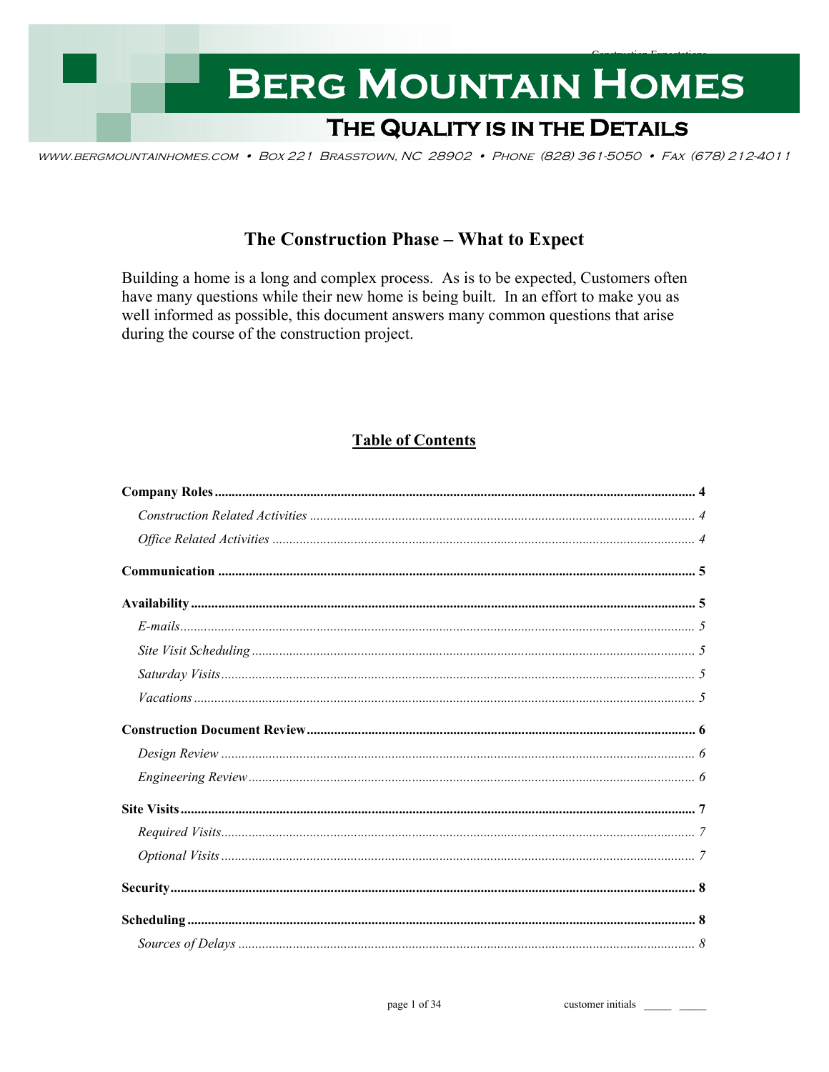# Berg Mountain Homes

## The Quality is in the Details

www.bergmountainhomes.com • Box 221 Brasstown, NC 28902 • Phone (828) 361-5050 • Fax (678) 212-4011

## The Construction Phase – What to Expect

Building a home is a long and complex process. As is to be expected, Customers often have many questions while their new home is being built. In an effort to make you as well informed as possible, this document answers many common questions that arise during the course of the construction project.

### Table of Contents

**Company Roles** ........ **4**

*Construction Related Activities* ........ *4*

*Office Related Activities* ........ *4*

**Communication** ........ **5**

**Availability** ........ **5**

*E-mails* ........ *5*

*Site Visit Scheduling* ........ *5*

*Saturday Visits* ........ *5*

*Vacations* ........ *5*

**Construction Document Review** ........ **6**

*Design Review* ........ *6*

*Engineering Review* ........ *6*

**Site Visits** ........ **7**

*Required Visits* ........ *7*

*Optional Visits* ........ *7*

**Security** ........ **8**

**Scheduling** ........ **8**

*Sources of Delays* ........ *8*

customer initials _____ _____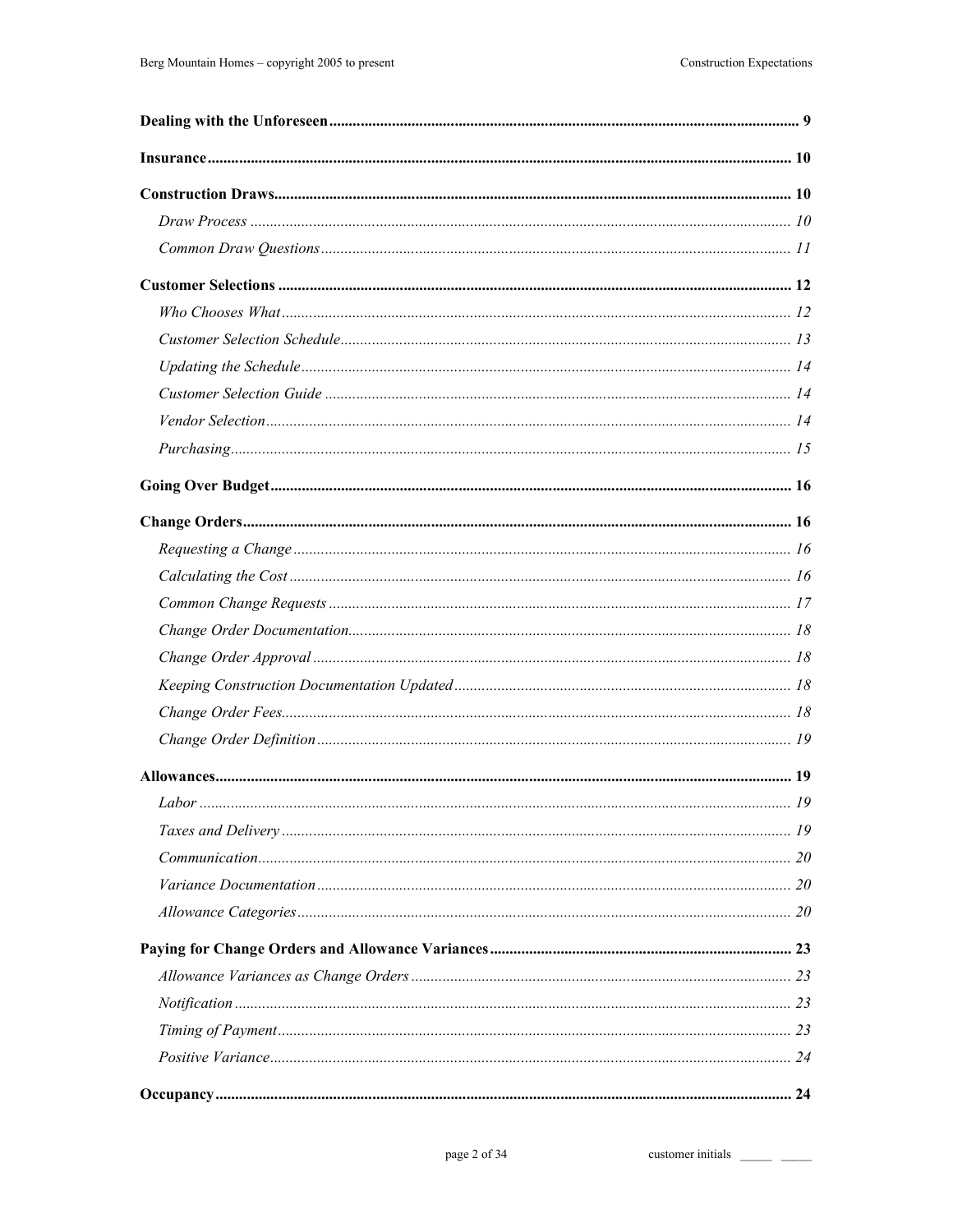**Dealing with the Unforeseen** ........................................ 9

**Insurance** ........................................ 10

**Construction Draws** ........................................ 10

*Draw Process* ........................................ 10

*Common Draw Questions* ........................................ 11

**Customer Selections** ........................................ 12

*Who Chooses What* ........................................ 12

*Customer Selection Schedule* ........................................ 13

*Updating the Schedule* ........................................ 14

*Customer Selection Guide* ........................................ 14

*Vendor Selection* ........................................ 14

*Purchasing* ........................................ 15

**Going Over Budget** ........................................ 16

**Change Orders** ........................................ 16

*Requesting a Change* ........................................ 16

*Calculating the Cost* ........................................ 16

*Common Change Requests* ........................................ 17

*Change Order Documentation* ........................................ 18

*Change Order Approval* ........................................ 18

*Keeping Construction Documentation Updated* ........................................ 18

*Change Order Fees* ........................................ 18

*Change Order Definition* ........................................ 19

**Allowances** ........................................ 19

*Labor* ........................................ 19

*Taxes and Delivery* ........................................ 19

*Communication* ........................................ 20

*Variance Documentation* ........................................ 20

*Allowance Categories* ........................................ 20

**Paying for Change Orders and Allowance Variances** ........................................ 23

*Allowance Variances as Change Orders* ........................................ 23

*Notification* ........................................ 23

*Timing of Payment* ........................................ 23

*Positive Variance* ........................................ 24

**Occupancy** ........................................ 24

customer initials _____ _____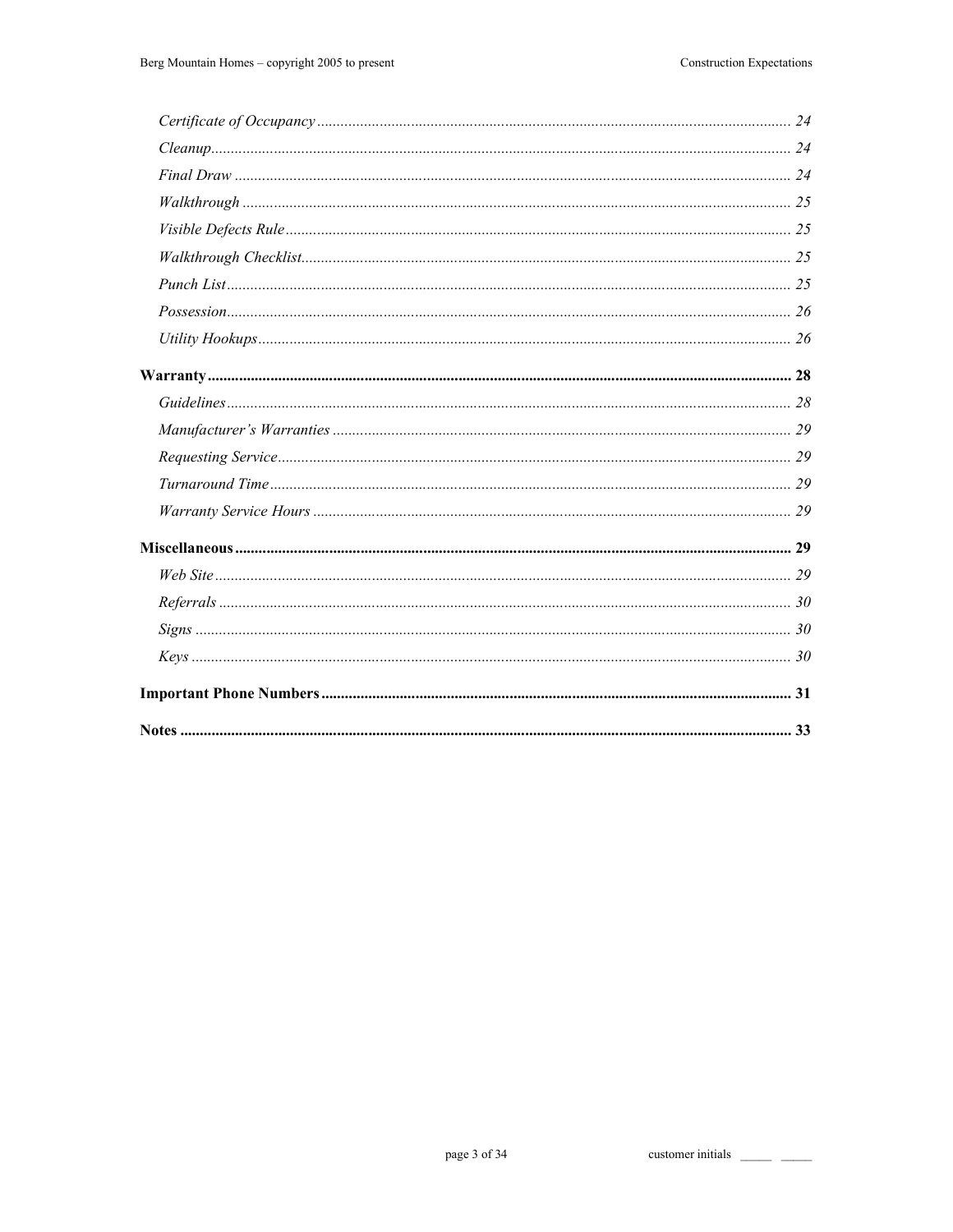*Certificate of Occupancy* ........ 24
*Cleanup* ........ 24
*Final Draw* ........ 24
*Walkthrough* ........ 25
*Visible Defects Rule* ........ 25
*Walkthrough Checklist* ........ 25
*Punch List* ........ 25
*Possession* ........ 26
*Utility Hookups* ........ 26

**Warranty** ........ **28**

*Guidelines* ........ 28
*Manufacturer's Warranties* ........ 29
*Requesting Service* ........ 29
*Turnaround Time* ........ 29
*Warranty Service Hours* ........ 29

**Miscellaneous** ........ **29**

*Web Site* ........ 29
*Referrals* ........ 30
*Signs* ........ 30
*Keys* ........ 30

**Important Phone Numbers** ........ **31**

**Notes** ........ **33**

customer initials _____ _____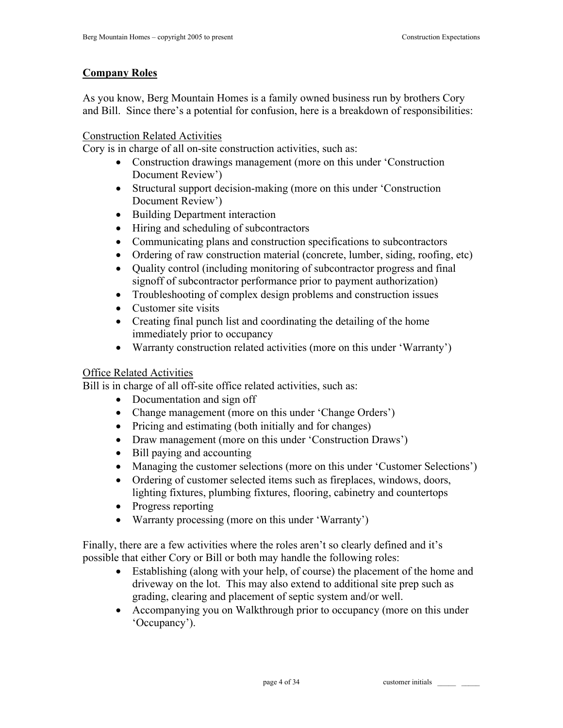## **Company Roles**

As you know, Berg Mountain Homes is a family owned business run by brothers Cory and Bill. Since there's a potential for confusion, here is a breakdown of responsibilities:

### Construction Related Activities

Cory is in charge of all on-site construction activities, such as:

- Construction drawings management (more on this under 'Construction Document Review')
- Structural support decision-making (more on this under 'Construction Document Review')
- Building Department interaction
- Hiring and scheduling of subcontractors
- Communicating plans and construction specifications to subcontractors
- Ordering of raw construction material (concrete, lumber, siding, roofing, etc)
- Quality control (including monitoring of subcontractor progress and final signoff of subcontractor performance prior to payment authorization)
- Troubleshooting of complex design problems and construction issues
- Customer site visits
- Creating final punch list and coordinating the detailing of the home immediately prior to occupancy
- Warranty construction related activities (more on this under 'Warranty')

### Office Related Activities

Bill is in charge of all off-site office related activities, such as:

- Documentation and sign off
- Change management (more on this under 'Change Orders')
- Pricing and estimating (both initially and for changes)
- Draw management (more on this under 'Construction Draws')
- Bill paying and accounting
- Managing the customer selections (more on this under 'Customer Selections')
- Ordering of customer selected items such as fireplaces, windows, doors, lighting fixtures, plumbing fixtures, flooring, cabinetry and countertops
- Progress reporting
- Warranty processing (more on this under 'Warranty')

Finally, there are a few activities where the roles aren't so clearly defined and it's possible that either Cory or Bill or both may handle the following roles:

- Establishing (along with your help, of course) the placement of the home and driveway on the lot. This may also extend to additional site prep such as grading, clearing and placement of septic system and/or well.
- Accompanying you on Walkthrough prior to occupancy (more on this under 'Occupancy').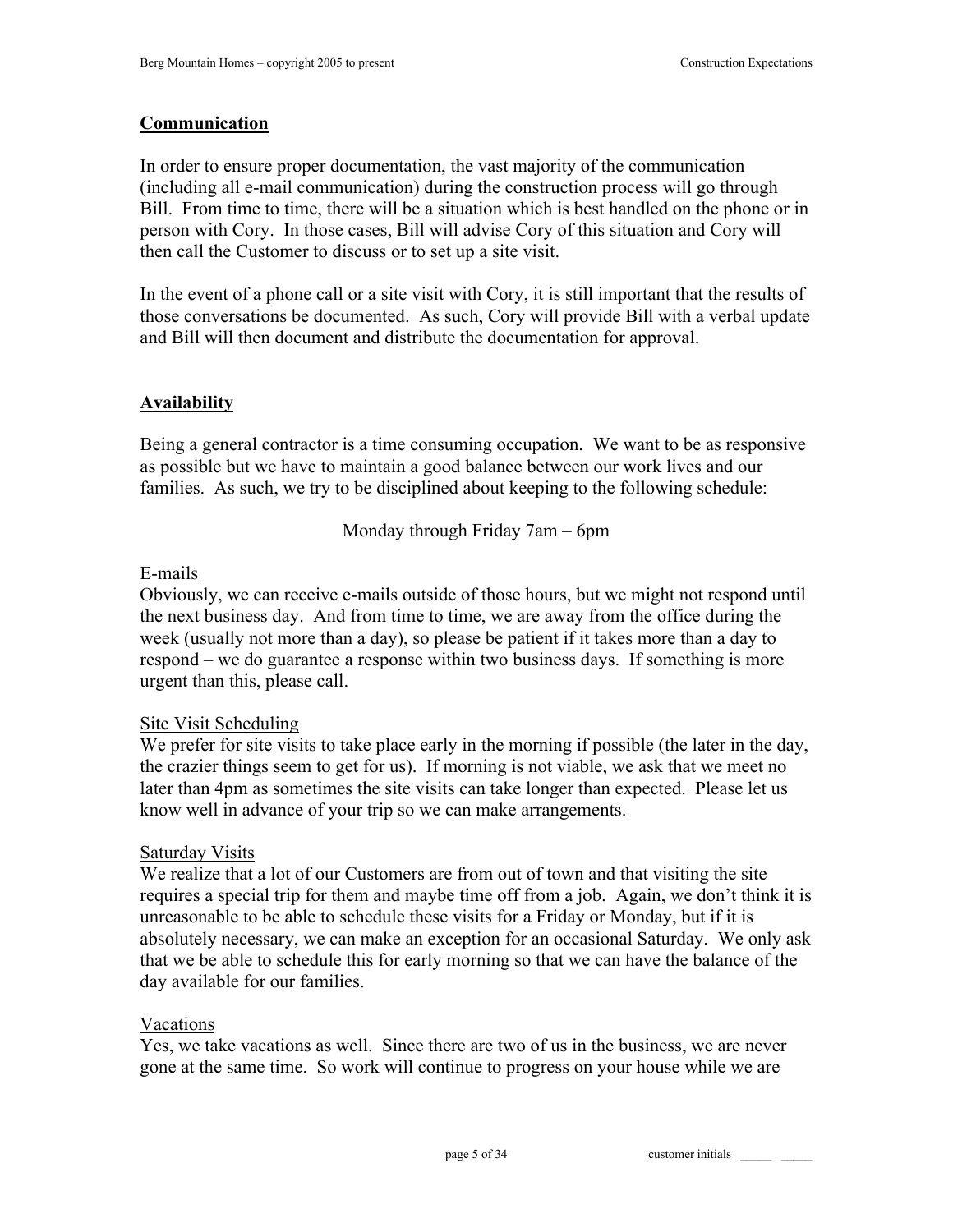## Communication

In order to ensure proper documentation, the vast majority of the communication (including all e-mail communication) during the construction process will go through Bill. From time to time, there will be a situation which is best handled on the phone or in person with Cory. In those cases, Bill will advise Cory of this situation and Cory will then call the Customer to discuss or to set up a site visit.

In the event of a phone call or a site visit with Cory, it is still important that the results of those conversations be documented. As such, Cory will provide Bill with a verbal update and Bill will then document and distribute the documentation for approval.

## Availability

Being a general contractor is a time consuming occupation. We want to be as responsive as possible but we have to maintain a good balance between our work lives and our families. As such, we try to be disciplined about keeping to the following schedule:

Monday through Friday 7am – 6pm

### E-mails

Obviously, we can receive e-mails outside of those hours, but we might not respond until the next business day. And from time to time, we are away from the office during the week (usually not more than a day), so please be patient if it takes more than a day to respond – we do guarantee a response within two business days. If something is more urgent than this, please call.

### Site Visit Scheduling

We prefer for site visits to take place early in the morning if possible (the later in the day, the crazier things seem to get for us). If morning is not viable, we ask that we meet no later than 4pm as sometimes the site visits can take longer than expected. Please let us know well in advance of your trip so we can make arrangements.

### Saturday Visits

We realize that a lot of our Customers are from out of town and that visiting the site requires a special trip for them and maybe time off from a job. Again, we don't think it is unreasonable to be able to schedule these visits for a Friday or Monday, but if it is absolutely necessary, we can make an exception for an occasional Saturday. We only ask that we be able to schedule this for early morning so that we can have the balance of the day available for our families.

### Vacations

Yes, we take vacations as well. Since there are two of us in the business, we are never gone at the same time. So work will continue to progress on your house while we are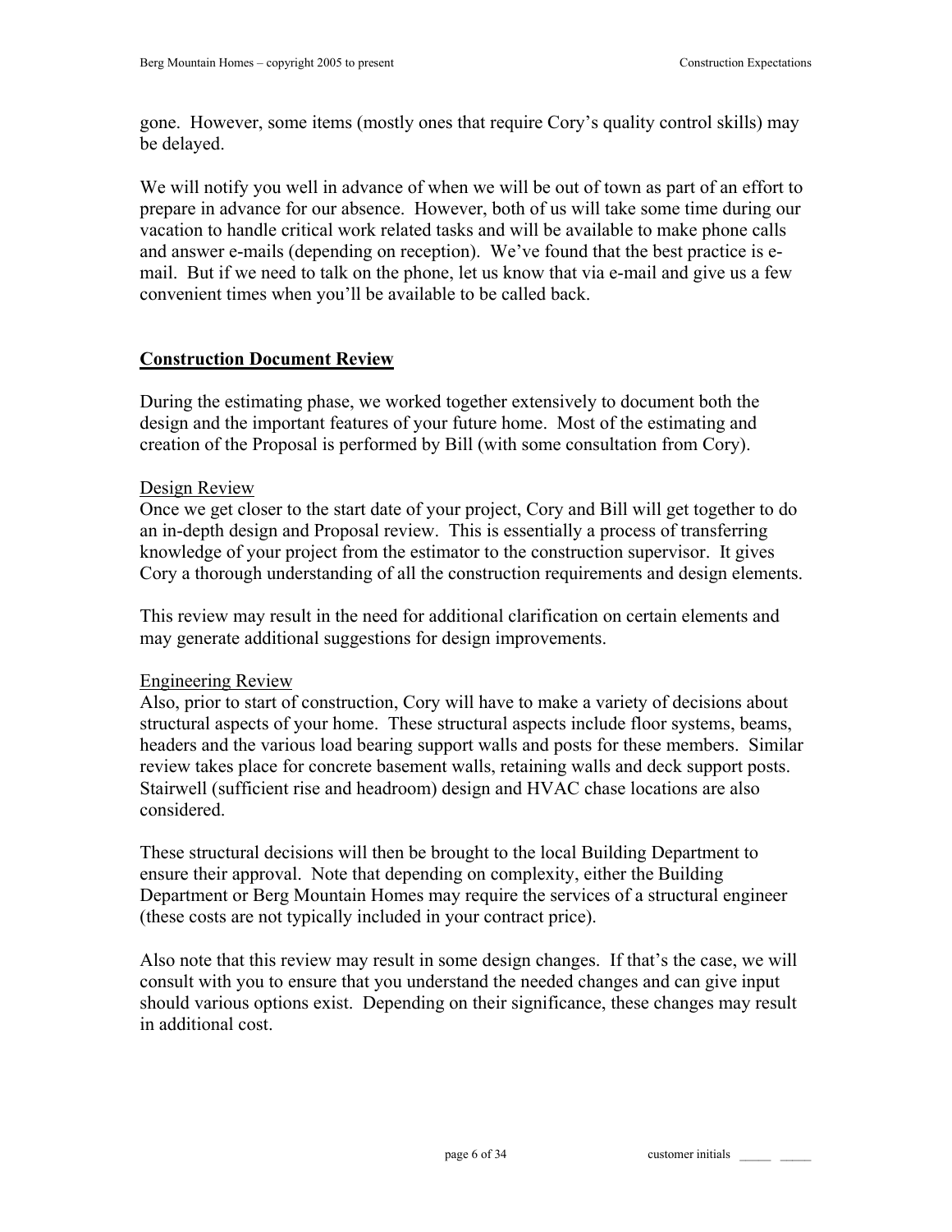gone. However, some items (mostly ones that require Cory's quality control skills) may be delayed.

We will notify you well in advance of when we will be out of town as part of an effort to prepare in advance for our absence. However, both of us will take some time during our vacation to handle critical work related tasks and will be available to make phone calls and answer e-mails (depending on reception). We've found that the best practice is e-mail. But if we need to talk on the phone, let us know that via e-mail and give us a few convenient times when you'll be available to be called back.

## Construction Document Review

During the estimating phase, we worked together extensively to document both the design and the important features of your future home. Most of the estimating and creation of the Proposal is performed by Bill (with some consultation from Cory).

### Design Review

Once we get closer to the start date of your project, Cory and Bill will get together to do an in-depth design and Proposal review. This is essentially a process of transferring knowledge of your project from the estimator to the construction supervisor. It gives Cory a thorough understanding of all the construction requirements and design elements.

This review may result in the need for additional clarification on certain elements and may generate additional suggestions for design improvements.

### Engineering Review

Also, prior to start of construction, Cory will have to make a variety of decisions about structural aspects of your home. These structural aspects include floor systems, beams, headers and the various load bearing support walls and posts for these members. Similar review takes place for concrete basement walls, retaining walls and deck support posts. Stairwell (sufficient rise and headroom) design and HVAC chase locations are also considered.

These structural decisions will then be brought to the local Building Department to ensure their approval. Note that depending on complexity, either the Building Department or Berg Mountain Homes may require the services of a structural engineer (these costs are not typically included in your contract price).

Also note that this review may result in some design changes. If that's the case, we will consult with you to ensure that you understand the needed changes and can give input should various options exist. Depending on their significance, these changes may result in additional cost.

customer initials _____ _____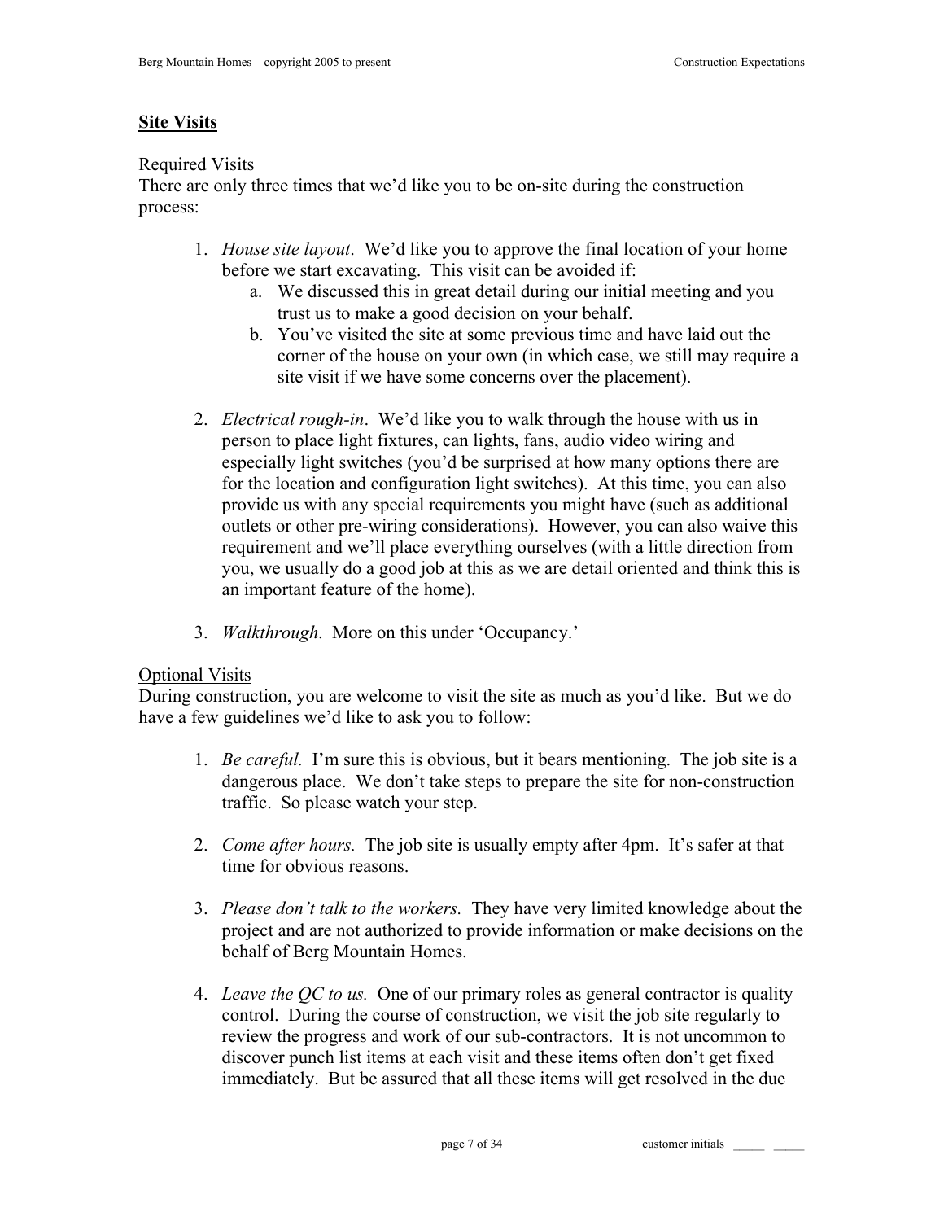## Site Visits

Required Visits

There are only three times that we'd like you to be on-site during the construction process:

1. *House site layout*. We'd like you to approve the final location of your home before we start excavating. This visit can be avoided if:
    a. We discussed this in great detail during our initial meeting and you trust us to make a good decision on your behalf.
    b. You've visited the site at some previous time and have laid out the corner of the house on your own (in which case, we still may require a site visit if we have some concerns over the placement).

2. *Electrical rough-in*. We'd like you to walk through the house with us in person to place light fixtures, can lights, fans, audio video wiring and especially light switches (you'd be surprised at how many options there are for the location and configuration light switches). At this time, you can also provide us with any special requirements you might have (such as additional outlets or other pre-wiring considerations). However, you can also waive this requirement and we'll place everything ourselves (with a little direction from you, we usually do a good job at this as we are detail oriented and think this is an important feature of the home).

3. *Walkthrough*. More on this under 'Occupancy.'

Optional Visits

During construction, you are welcome to visit the site as much as you'd like. But we do have a few guidelines we'd like to ask you to follow:

1. *Be careful.* I'm sure this is obvious, but it bears mentioning. The job site is a dangerous place. We don't take steps to prepare the site for non-construction traffic. So please watch your step.

2. *Come after hours.* The job site is usually empty after 4pm. It's safer at that time for obvious reasons.

3. *Please don't talk to the workers.* They have very limited knowledge about the project and are not authorized to provide information or make decisions on the behalf of Berg Mountain Homes.

4. *Leave the QC to us.* One of our primary roles as general contractor is quality control. During the course of construction, we visit the job site regularly to review the progress and work of our sub-contractors. It is not uncommon to discover punch list items at each visit and these items often don't get fixed immediately. But be assured that all these items will get resolved in the due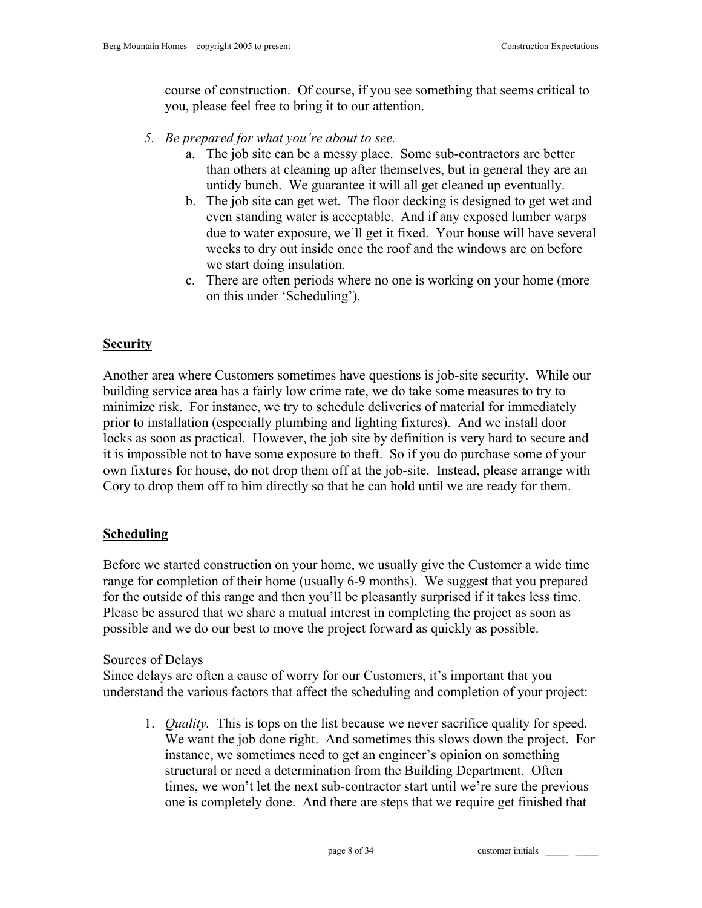course of construction. Of course, if you see something that seems critical to you, please feel free to bring it to our attention.

5. *Be prepared for what you're about to see.*
   a. The job site can be a messy place. Some sub-contractors are better than others at cleaning up after themselves, but in general they are an untidy bunch. We guarantee it will all get cleaned up eventually.
   b. The job site can get wet. The floor decking is designed to get wet and even standing water is acceptable. And if any exposed lumber warps due to water exposure, we'll get it fixed. Your house will have several weeks to dry out inside once the roof and the windows are on before we start doing insulation.
   c. There are often periods where no one is working on your home (more on this under 'Scheduling').

## Security

Another area where Customers sometimes have questions is job-site security. While our building service area has a fairly low crime rate, we do take some measures to try to minimize risk. For instance, we try to schedule deliveries of material for immediately prior to installation (especially plumbing and lighting fixtures). And we install door locks as soon as practical. However, the job site by definition is very hard to secure and it is impossible not to have some exposure to theft. So if you do purchase some of your own fixtures for house, do not drop them off at the job-site. Instead, please arrange with Cory to drop them off to him directly so that he can hold until we are ready for them.

## Scheduling

Before we started construction on your home, we usually give the Customer a wide time range for completion of their home (usually 6-9 months). We suggest that you prepared for the outside of this range and then you'll be pleasantly surprised if it takes less time. Please be assured that we share a mutual interest in completing the project as soon as possible and we do our best to move the project forward as quickly as possible.

### Sources of Delays

Since delays are often a cause of worry for our Customers, it's important that you understand the various factors that affect the scheduling and completion of your project:

1. *Quality.* This is tops on the list because we never sacrifice quality for speed. We want the job done right. And sometimes this slows down the project. For instance, we sometimes need to get an engineer's opinion on something structural or need a determination from the Building Department. Often times, we won't let the next sub-contractor start until we're sure the previous one is completely done. And there are steps that we require get finished that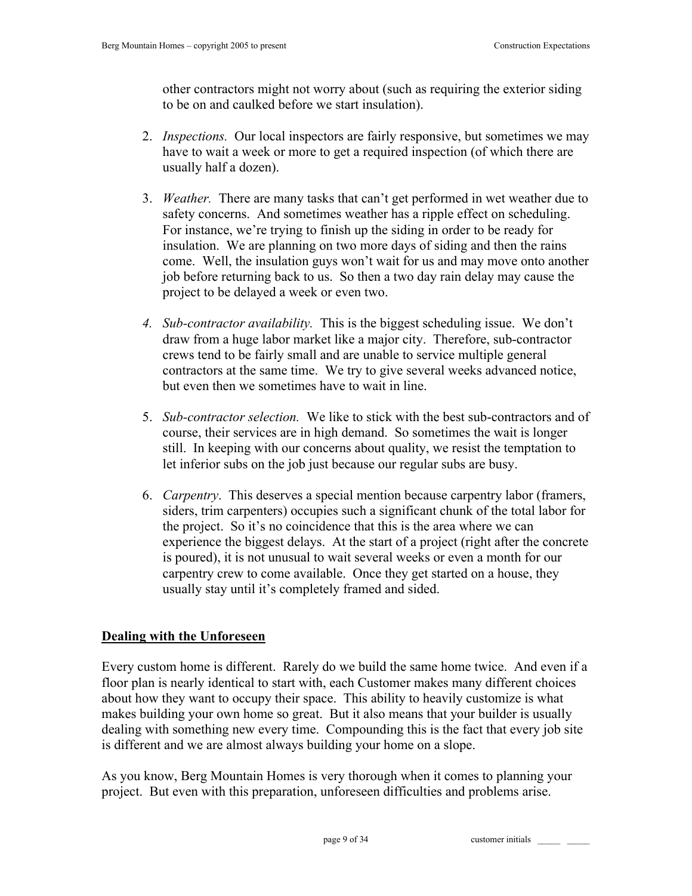other contractors might not worry about (such as requiring the exterior siding to be on and caulked before we start insulation).

2. *Inspections.* Our local inspectors are fairly responsive, but sometimes we may have to wait a week or more to get a required inspection (of which there are usually half a dozen).

3. *Weather.* There are many tasks that can't get performed in wet weather due to safety concerns. And sometimes weather has a ripple effect on scheduling. For instance, we're trying to finish up the siding in order to be ready for insulation. We are planning on two more days of siding and then the rains come. Well, the insulation guys won't wait for us and may move onto another job before returning back to us. So then a two day rain delay may cause the project to be delayed a week or even two.

4. *Sub-contractor availability.* This is the biggest scheduling issue. We don't draw from a huge labor market like a major city. Therefore, sub-contractor crews tend to be fairly small and are unable to service multiple general contractors at the same time. We try to give several weeks advanced notice, but even then we sometimes have to wait in line.

5. *Sub-contractor selection.* We like to stick with the best sub-contractors and of course, their services are in high demand. So sometimes the wait is longer still. In keeping with our concerns about quality, we resist the temptation to let inferior subs on the job just because our regular subs are busy.

6. *Carpentry*. This deserves a special mention because carpentry labor (framers, siders, trim carpenters) occupies such a significant chunk of the total labor for the project. So it's no coincidence that this is the area where we can experience the biggest delays. At the start of a project (right after the concrete is poured), it is not unusual to wait several weeks or even a month for our carpentry crew to come available. Once they get started on a house, they usually stay until it's completely framed and sided.

## Dealing with the Unforeseen

Every custom home is different. Rarely do we build the same home twice. And even if a floor plan is nearly identical to start with, each Customer makes many different choices about how they want to occupy their space. This ability to heavily customize is what makes building your own home so great. But it also means that your builder is usually dealing with something new every time. Compounding this is the fact that every job site is different and we are almost always building your home on a slope.

As you know, Berg Mountain Homes is very thorough when it comes to planning your project. But even with this preparation, unforeseen difficulties and problems arise.

customer initials _____ _____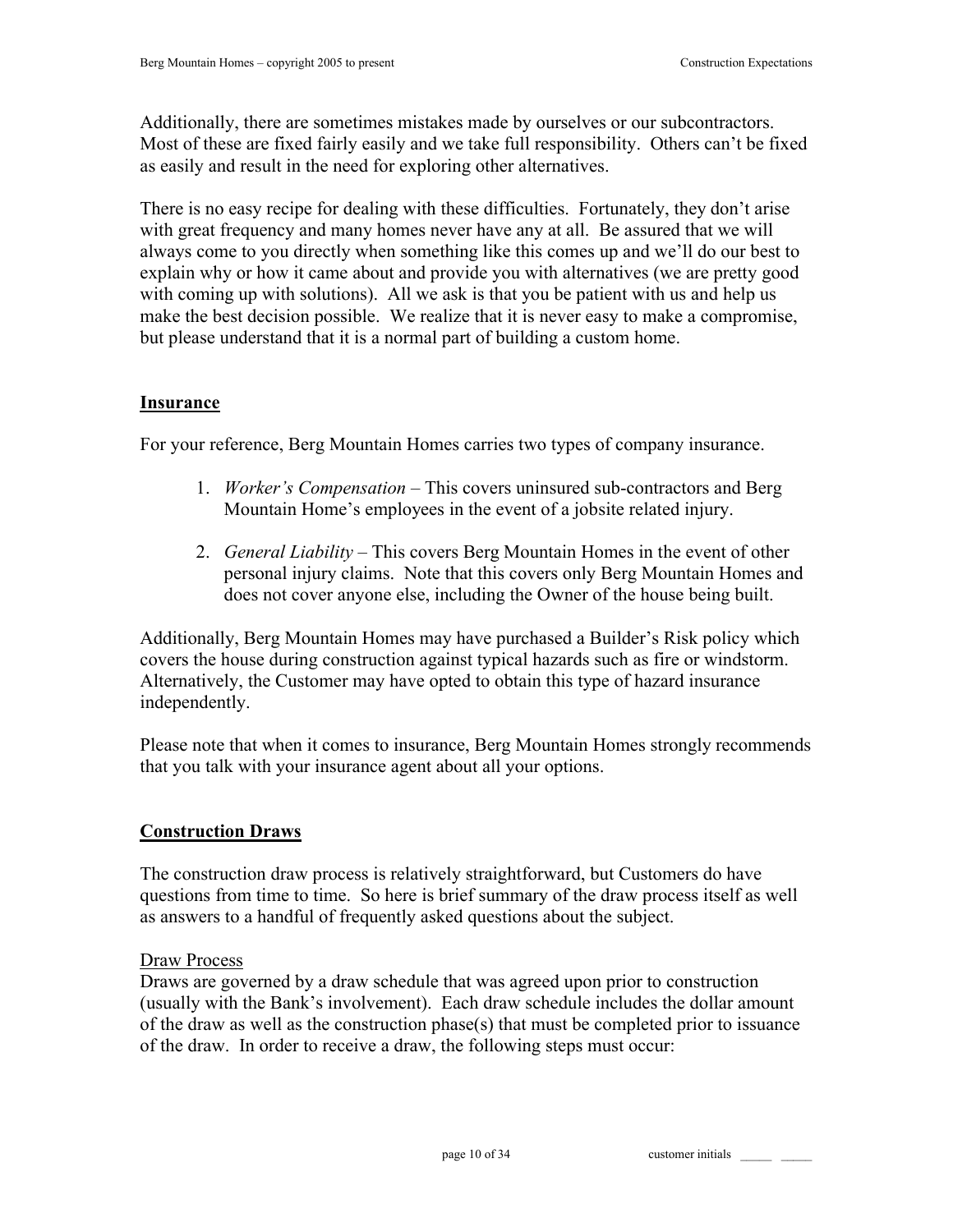Additionally, there are sometimes mistakes made by ourselves or our subcontractors. Most of these are fixed fairly easily and we take full responsibility. Others can't be fixed as easily and result in the need for exploring other alternatives.

There is no easy recipe for dealing with these difficulties. Fortunately, they don't arise with great frequency and many homes never have any at all. Be assured that we will always come to you directly when something like this comes up and we'll do our best to explain why or how it came about and provide you with alternatives (we are pretty good with coming up with solutions). All we ask is that you be patient with us and help us make the best decision possible. We realize that it is never easy to make a compromise, but please understand that it is a normal part of building a custom home.

## Insurance

For your reference, Berg Mountain Homes carries two types of company insurance.

1. *Worker's Compensation* – This covers uninsured sub-contractors and Berg Mountain Home's employees in the event of a jobsite related injury.
2. *General Liability* – This covers Berg Mountain Homes in the event of other personal injury claims. Note that this covers only Berg Mountain Homes and does not cover anyone else, including the Owner of the house being built.

Additionally, Berg Mountain Homes may have purchased a Builder's Risk policy which covers the house during construction against typical hazards such as fire or windstorm. Alternatively, the Customer may have opted to obtain this type of hazard insurance independently.

Please note that when it comes to insurance, Berg Mountain Homes strongly recommends that you talk with your insurance agent about all your options.

## Construction Draws

The construction draw process is relatively straightforward, but Customers do have questions from time to time. So here is brief summary of the draw process itself as well as answers to a handful of frequently asked questions about the subject.

### Draw Process

Draws are governed by a draw schedule that was agreed upon prior to construction (usually with the Bank's involvement). Each draw schedule includes the dollar amount of the draw as well as the construction phase(s) that must be completed prior to issuance of the draw. In order to receive a draw, the following steps must occur:

customer initials _____ _____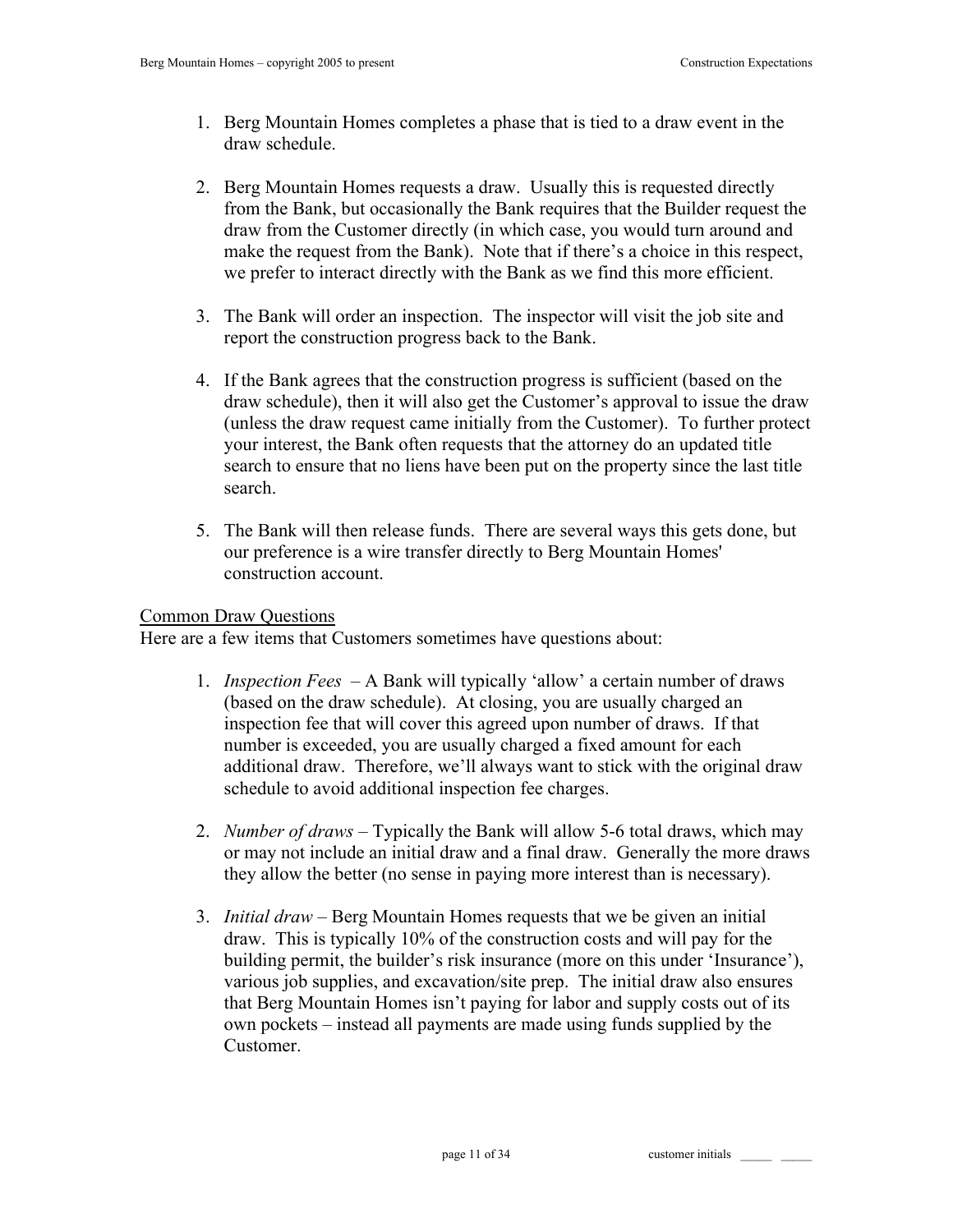1. Berg Mountain Homes completes a phase that is tied to a draw event in the draw schedule.

2. Berg Mountain Homes requests a draw. Usually this is requested directly from the Bank, but occasionally the Bank requires that the Builder request the draw from the Customer directly (in which case, you would turn around and make the request from the Bank). Note that if there's a choice in this respect, we prefer to interact directly with the Bank as we find this more efficient.

3. The Bank will order an inspection. The inspector will visit the job site and report the construction progress back to the Bank.

4. If the Bank agrees that the construction progress is sufficient (based on the draw schedule), then it will also get the Customer's approval to issue the draw (unless the draw request came initially from the Customer). To further protect your interest, the Bank often requests that the attorney do an updated title search to ensure that no liens have been put on the property since the last title search.

5. The Bank will then release funds. There are several ways this gets done, but our preference is a wire transfer directly to Berg Mountain Homes' construction account.

<u>Common Draw Questions</u>

Here are a few items that Customers sometimes have questions about:

1. *Inspection Fees* – A Bank will typically 'allow' a certain number of draws (based on the draw schedule). At closing, you are usually charged an inspection fee that will cover this agreed upon number of draws. If that number is exceeded, you are usually charged a fixed amount for each additional draw. Therefore, we'll always want to stick with the original draw schedule to avoid additional inspection fee charges.

2. *Number of draws* – Typically the Bank will allow 5-6 total draws, which may or may not include an initial draw and a final draw. Generally the more draws they allow the better (no sense in paying more interest than is necessary).

3. *Initial draw* – Berg Mountain Homes requests that we be given an initial draw. This is typically 10% of the construction costs and will pay for the building permit, the builder's risk insurance (more on this under 'Insurance'), various job supplies, and excavation/site prep. The initial draw also ensures that Berg Mountain Homes isn't paying for labor and supply costs out of its own pockets – instead all payments are made using funds supplied by the Customer.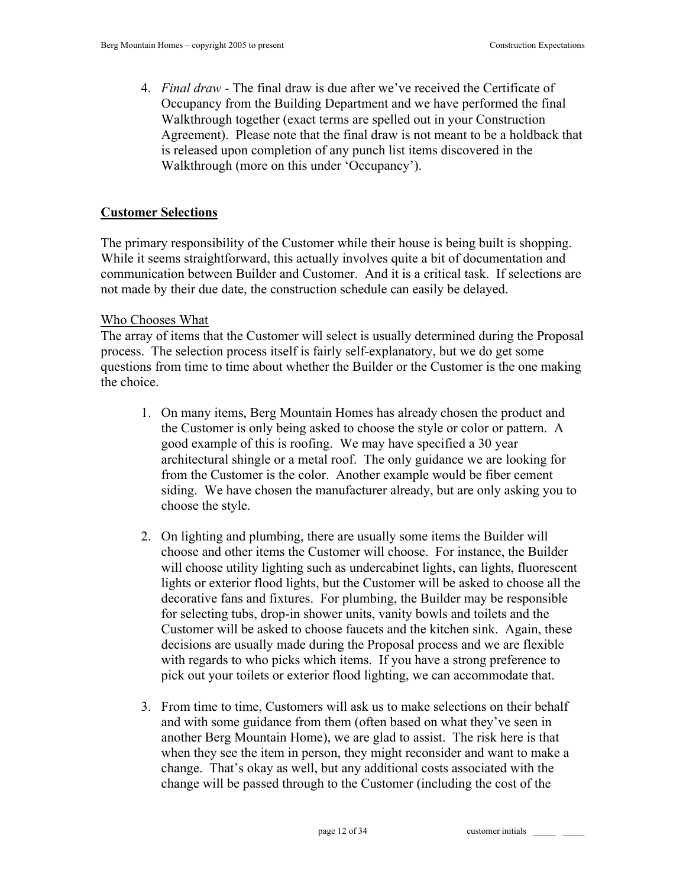4. *Final draw* - The final draw is due after we've received the Certificate of Occupancy from the Building Department and we have performed the final Walkthrough together (exact terms are spelled out in your Construction Agreement). Please note that the final draw is not meant to be a holdback that is released upon completion of any punch list items discovered in the Walkthrough (more on this under 'Occupancy').

## Customer Selections

The primary responsibility of the Customer while their house is being built is shopping. While it seems straightforward, this actually involves quite a bit of documentation and communication between Builder and Customer. And it is a critical task. If selections are not made by their due date, the construction schedule can easily be delayed.

### Who Chooses What

The array of items that the Customer will select is usually determined during the Proposal process. The selection process itself is fairly self-explanatory, but we do get some questions from time to time about whether the Builder or the Customer is the one making the choice.

1. On many items, Berg Mountain Homes has already chosen the product and the Customer is only being asked to choose the style or color or pattern. A good example of this is roofing. We may have specified a 30 year architectural shingle or a metal roof. The only guidance we are looking for from the Customer is the color. Another example would be fiber cement siding. We have chosen the manufacturer already, but are only asking you to choose the style.

2. On lighting and plumbing, there are usually some items the Builder will choose and other items the Customer will choose. For instance, the Builder will choose utility lighting such as undercabinet lights, can lights, fluorescent lights or exterior flood lights, but the Customer will be asked to choose all the decorative fans and fixtures. For plumbing, the Builder may be responsible for selecting tubs, drop-in shower units, vanity bowls and toilets and the Customer will be asked to choose faucets and the kitchen sink. Again, these decisions are usually made during the Proposal process and we are flexible with regards to who picks which items. If you have a strong preference to pick out your toilets or exterior flood lighting, we can accommodate that.

3. From time to time, Customers will ask us to make selections on their behalf and with some guidance from them (often based on what they've seen in another Berg Mountain Home), we are glad to assist. The risk here is that when they see the item in person, they might reconsider and want to make a change. That's okay as well, but any additional costs associated with the change will be passed through to the Customer (including the cost of the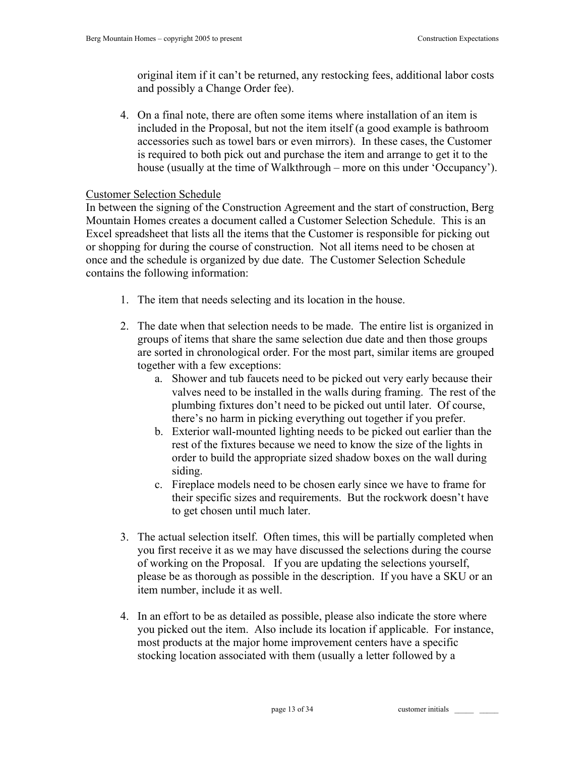original item if it can't be returned, any restocking fees, additional labor costs and possibly a Change Order fee).

4. On a final note, there are often some items where installation of an item is included in the Proposal, but not the item itself (a good example is bathroom accessories such as towel bars or even mirrors). In these cases, the Customer is required to both pick out and purchase the item and arrange to get it to the house (usually at the time of Walkthrough – more on this under 'Occupancy').

<u>Customer Selection Schedule</u>

In between the signing of the Construction Agreement and the start of construction, Berg Mountain Homes creates a document called a Customer Selection Schedule. This is an Excel spreadsheet that lists all the items that the Customer is responsible for picking out or shopping for during the course of construction. Not all items need to be chosen at once and the schedule is organized by due date. The Customer Selection Schedule contains the following information:

1. The item that needs selecting and its location in the house.

2. The date when that selection needs to be made. The entire list is organized in groups of items that share the same selection due date and then those groups are sorted in chronological order. For the most part, similar items are grouped together with a few exceptions:
    a. Shower and tub faucets need to be picked out very early because their valves need to be installed in the walls during framing. The rest of the plumbing fixtures don't need to be picked out until later. Of course, there's no harm in picking everything out together if you prefer.
    b. Exterior wall-mounted lighting needs to be picked out earlier than the rest of the fixtures because we need to know the size of the lights in order to build the appropriate sized shadow boxes on the wall during siding.
    c. Fireplace models need to be chosen early since we have to frame for their specific sizes and requirements. But the rockwork doesn't have to get chosen until much later.

3. The actual selection itself. Often times, this will be partially completed when you first receive it as we may have discussed the selections during the course of working on the Proposal. If you are updating the selections yourself, please be as thorough as possible in the description. If you have a SKU or an item number, include it as well.

4. In an effort to be as detailed as possible, please also indicate the store where you picked out the item. Also include its location if applicable. For instance, most products at the major home improvement centers have a specific stocking location associated with them (usually a letter followed by a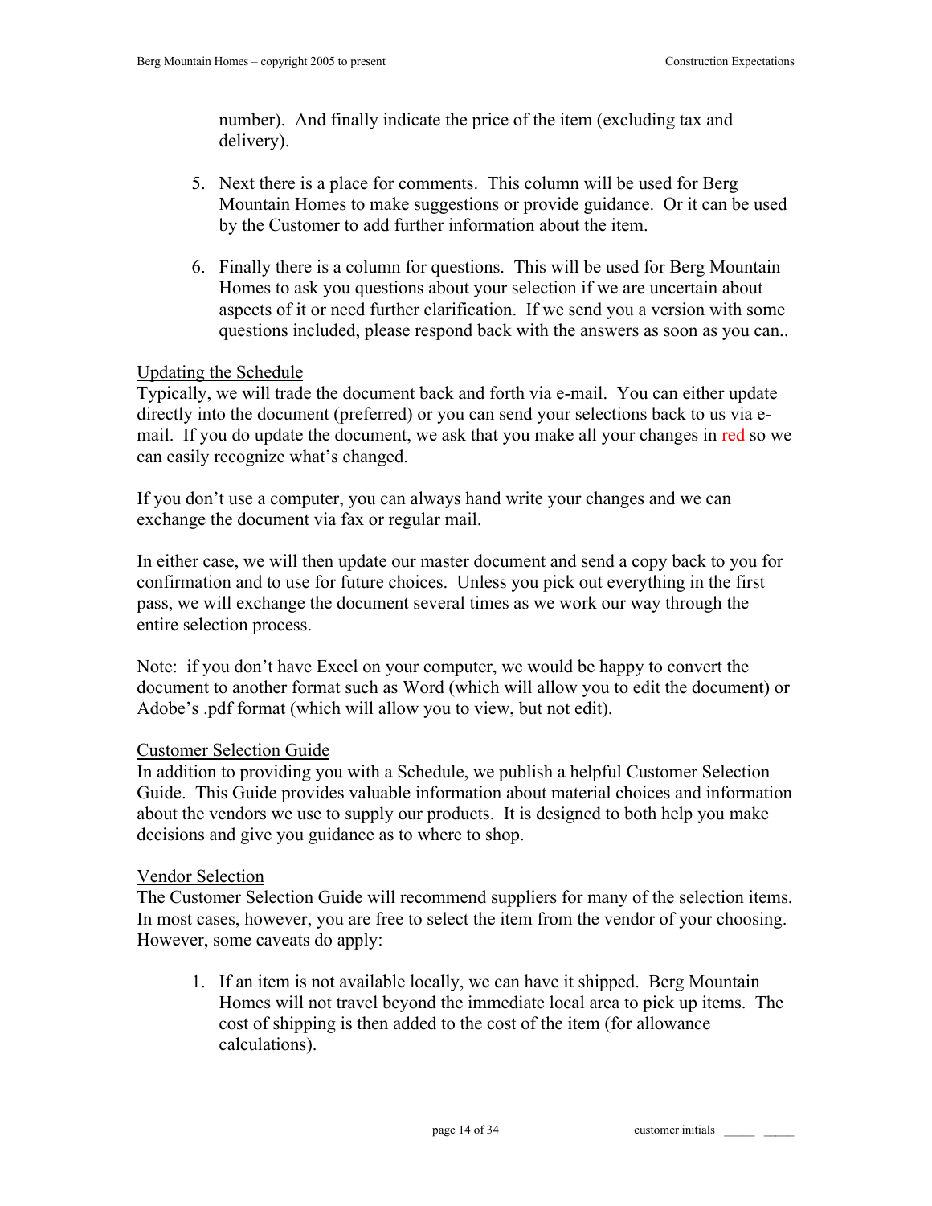number). And finally indicate the price of the item (excluding tax and delivery).

5. Next there is a place for comments. This column will be used for Berg Mountain Homes to make suggestions or provide guidance. Or it can be used by the Customer to add further information about the item.

6. Finally there is a column for questions. This will be used for Berg Mountain Homes to ask you questions about your selection if we are uncertain about aspects of it or need further clarification. If we send you a version with some questions included, please respond back with the answers as soon as you can..

<u>Updating the Schedule</u>

Typically, we will trade the document back and forth via e-mail. You can either update directly into the document (preferred) or you can send your selections back to us via e-mail. If you do update the document, we ask that you make all your changes in red so we can easily recognize what's changed.

If you don't use a computer, you can always hand write your changes and we can exchange the document via fax or regular mail.

In either case, we will then update our master document and send a copy back to you for confirmation and to use for future choices. Unless you pick out everything in the first pass, we will exchange the document several times as we work our way through the entire selection process.

Note: if you don't have Excel on your computer, we would be happy to convert the document to another format such as Word (which will allow you to edit the document) or Adobe's .pdf format (which will allow you to view, but not edit).

<u>Customer Selection Guide</u>

In addition to providing you with a Schedule, we publish a helpful Customer Selection Guide. This Guide provides valuable information about material choices and information about the vendors we use to supply our products. It is designed to both help you make decisions and give you guidance as to where to shop.

<u>Vendor Selection</u>

The Customer Selection Guide will recommend suppliers for many of the selection items. In most cases, however, you are free to select the item from the vendor of your choosing. However, some caveats do apply:

1. If an item is not available locally, we can have it shipped. Berg Mountain Homes will not travel beyond the immediate local area to pick up items. The cost of shipping is then added to the cost of the item (for allowance calculations).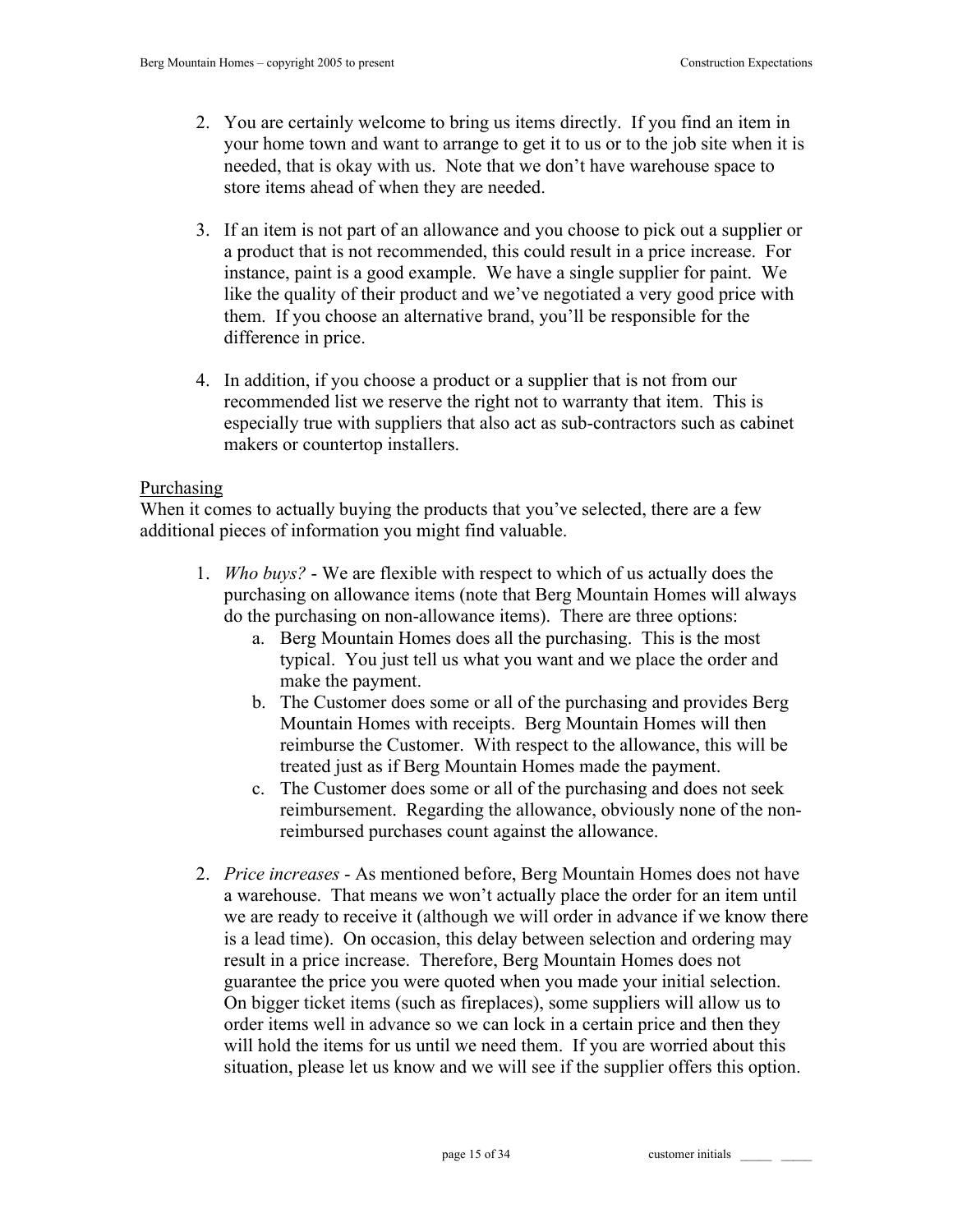2. You are certainly welcome to bring us items directly. If you find an item in your home town and want to arrange to get it to us or to the job site when it is needed, that is okay with us. Note that we don't have warehouse space to store items ahead of when they are needed.

3. If an item is not part of an allowance and you choose to pick out a supplier or a product that is not recommended, this could result in a price increase. For instance, paint is a good example. We have a single supplier for paint. We like the quality of their product and we've negotiated a very good price with them. If you choose an alternative brand, you'll be responsible for the difference in price.

4. In addition, if you choose a product or a supplier that is not from our recommended list we reserve the right not to warranty that item. This is especially true with suppliers that also act as sub-contractors such as cabinet makers or countertop installers.

Purchasing

When it comes to actually buying the products that you've selected, there are a few additional pieces of information you might find valuable.

1. *Who buys?* - We are flexible with respect to which of us actually does the purchasing on allowance items (note that Berg Mountain Homes will always do the purchasing on non-allowance items). There are three options:
   a. Berg Mountain Homes does all the purchasing. This is the most typical. You just tell us what you want and we place the order and make the payment.
   b. The Customer does some or all of the purchasing and provides Berg Mountain Homes with receipts. Berg Mountain Homes will then reimburse the Customer. With respect to the allowance, this will be treated just as if Berg Mountain Homes made the payment.
   c. The Customer does some or all of the purchasing and does not seek reimbursement. Regarding the allowance, obviously none of the non-reimbursed purchases count against the allowance.

2. *Price increases* - As mentioned before, Berg Mountain Homes does not have a warehouse. That means we won't actually place the order for an item until we are ready to receive it (although we will order in advance if we know there is a lead time). On occasion, this delay between selection and ordering may result in a price increase. Therefore, Berg Mountain Homes does not guarantee the price you were quoted when you made your initial selection. On bigger ticket items (such as fireplaces), some suppliers will allow us to order items well in advance so we can lock in a certain price and then they will hold the items for us until we need them. If you are worried about this situation, please let us know and we will see if the supplier offers this option.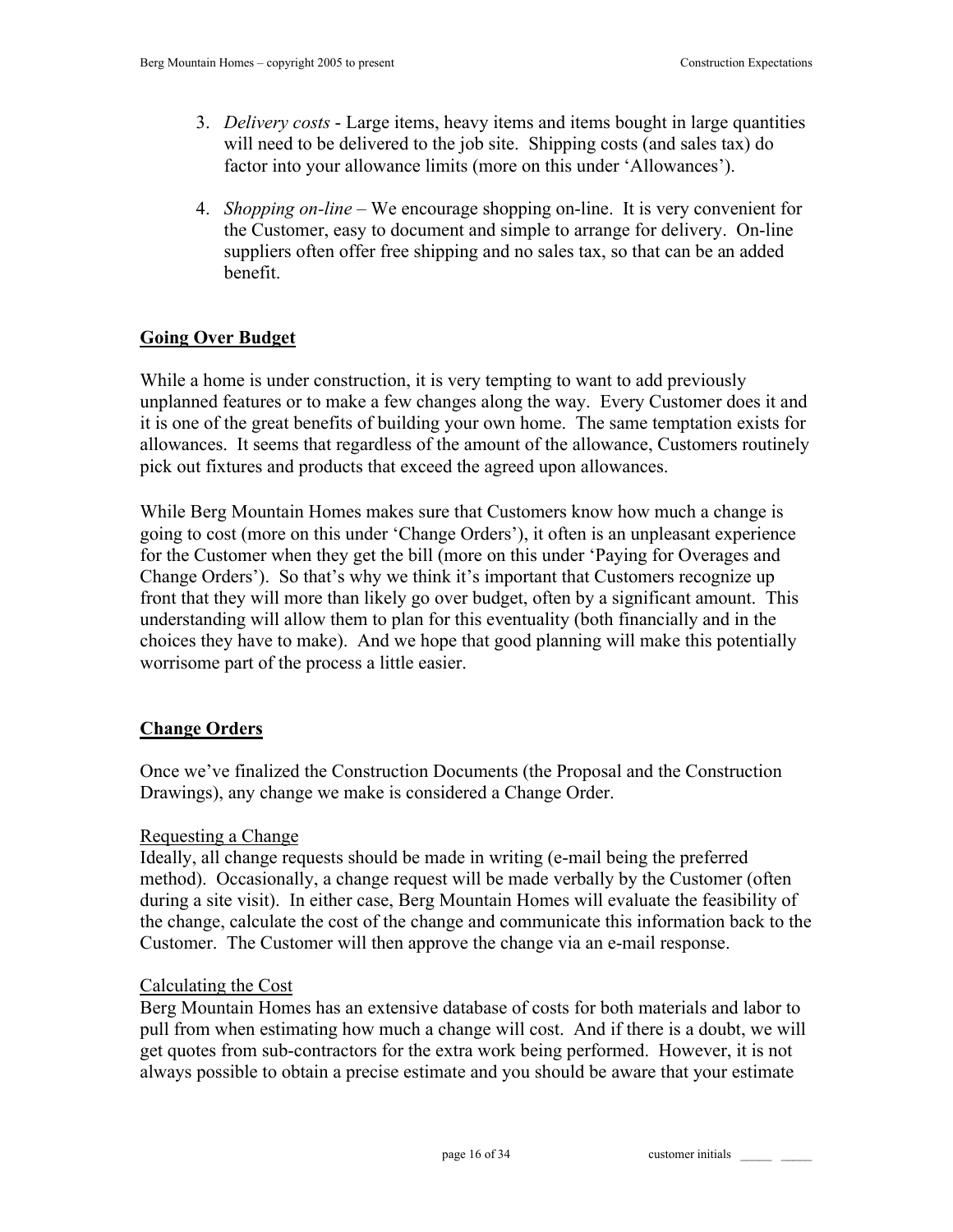3. *Delivery costs* - Large items, heavy items and items bought in large quantities will need to be delivered to the job site. Shipping costs (and sales tax) do factor into your allowance limits (more on this under 'Allowances').

4. *Shopping on-line* – We encourage shopping on-line. It is very convenient for the Customer, easy to document and simple to arrange for delivery. On-line suppliers often offer free shipping and no sales tax, so that can be an added benefit.

## Going Over Budget

While a home is under construction, it is very tempting to want to add previously unplanned features or to make a few changes along the way. Every Customer does it and it is one of the great benefits of building your own home. The same temptation exists for allowances. It seems that regardless of the amount of the allowance, Customers routinely pick out fixtures and products that exceed the agreed upon allowances.

While Berg Mountain Homes makes sure that Customers know how much a change is going to cost (more on this under 'Change Orders'), it often is an unpleasant experience for the Customer when they get the bill (more on this under 'Paying for Overages and Change Orders'). So that's why we think it's important that Customers recognize up front that they will more than likely go over budget, often by a significant amount. This understanding will allow them to plan for this eventuality (both financially and in the choices they have to make). And we hope that good planning will make this potentially worrisome part of the process a little easier.

## Change Orders

Once we've finalized the Construction Documents (the Proposal and the Construction Drawings), any change we make is considered a Change Order.

### Requesting a Change

Ideally, all change requests should be made in writing (e-mail being the preferred method). Occasionally, a change request will be made verbally by the Customer (often during a site visit). In either case, Berg Mountain Homes will evaluate the feasibility of the change, calculate the cost of the change and communicate this information back to the Customer. The Customer will then approve the change via an e-mail response.

### Calculating the Cost

Berg Mountain Homes has an extensive database of costs for both materials and labor to pull from when estimating how much a change will cost. And if there is a doubt, we will get quotes from sub-contractors for the extra work being performed. However, it is not always possible to obtain a precise estimate and you should be aware that your estimate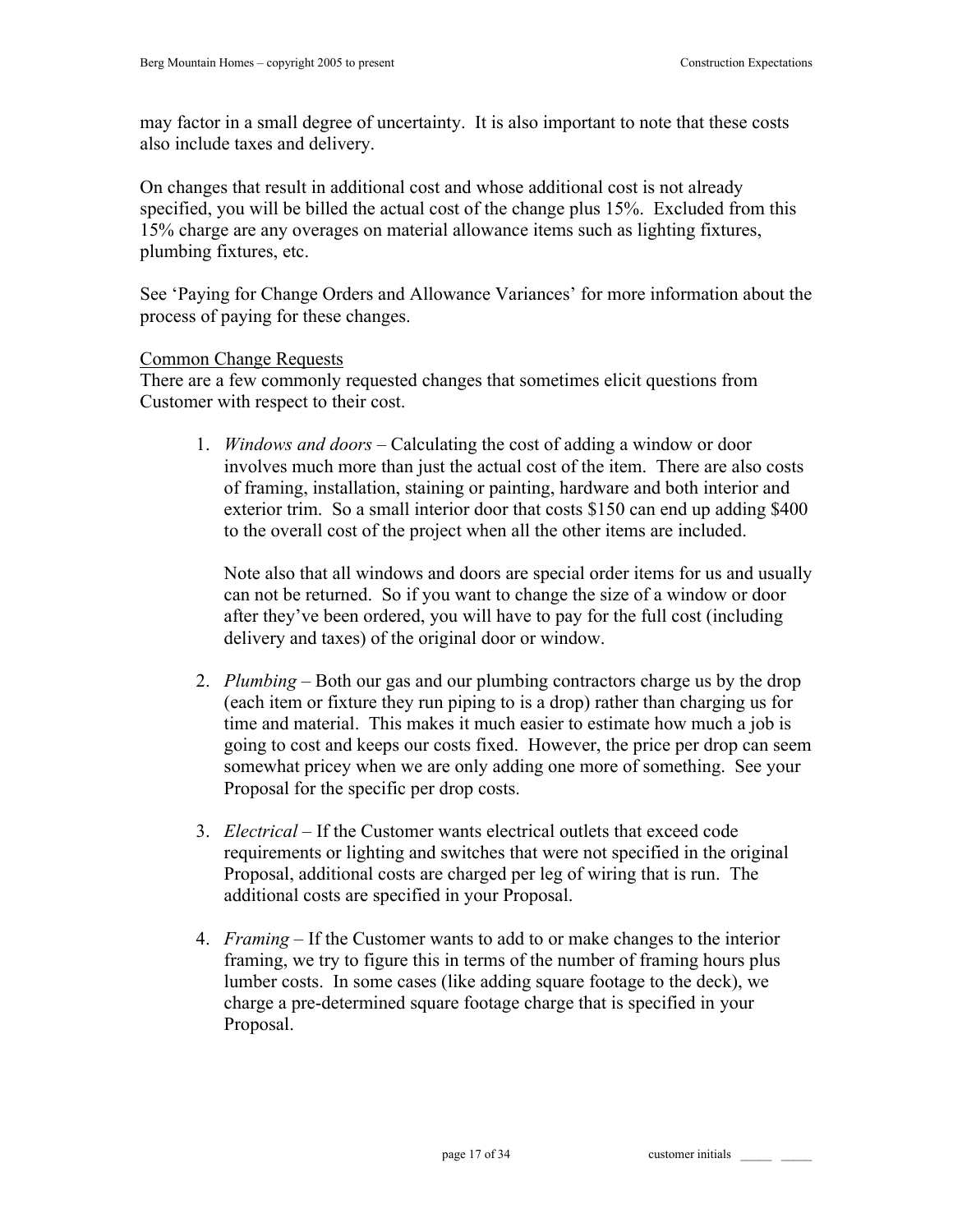may factor in a small degree of uncertainty. It is also important to note that these costs also include taxes and delivery.

On changes that result in additional cost and whose additional cost is not already specified, you will be billed the actual cost of the change plus 15%. Excluded from this 15% charge are any overages on material allowance items such as lighting fixtures, plumbing fixtures, etc.

See 'Paying for Change Orders and Allowance Variances' for more information about the process of paying for these changes.

<u>Common Change Requests</u>

There are a few commonly requested changes that sometimes elicit questions from Customer with respect to their cost.

1. *Windows and doors* – Calculating the cost of adding a window or door involves much more than just the actual cost of the item. There are also costs of framing, installation, staining or painting, hardware and both interior and exterior trim. So a small interior door that costs $150 can end up adding $400 to the overall cost of the project when all the other items are included.

   Note also that all windows and doors are special order items for us and usually can not be returned. So if you want to change the size of a window or door after they've been ordered, you will have to pay for the full cost (including delivery and taxes) of the original door or window.

2. *Plumbing* – Both our gas and our plumbing contractors charge us by the drop (each item or fixture they run piping to is a drop) rather than charging us for time and material. This makes it much easier to estimate how much a job is going to cost and keeps our costs fixed. However, the price per drop can seem somewhat pricey when we are only adding one more of something. See your Proposal for the specific per drop costs.

3. *Electrical* – If the Customer wants electrical outlets that exceed code requirements or lighting and switches that were not specified in the original Proposal, additional costs are charged per leg of wiring that is run. The additional costs are specified in your Proposal.

4. *Framing* – If the Customer wants to add to or make changes to the interior framing, we try to figure this in terms of the number of framing hours plus lumber costs. In some cases (like adding square footage to the deck), we charge a pre-determined square footage charge that is specified in your Proposal.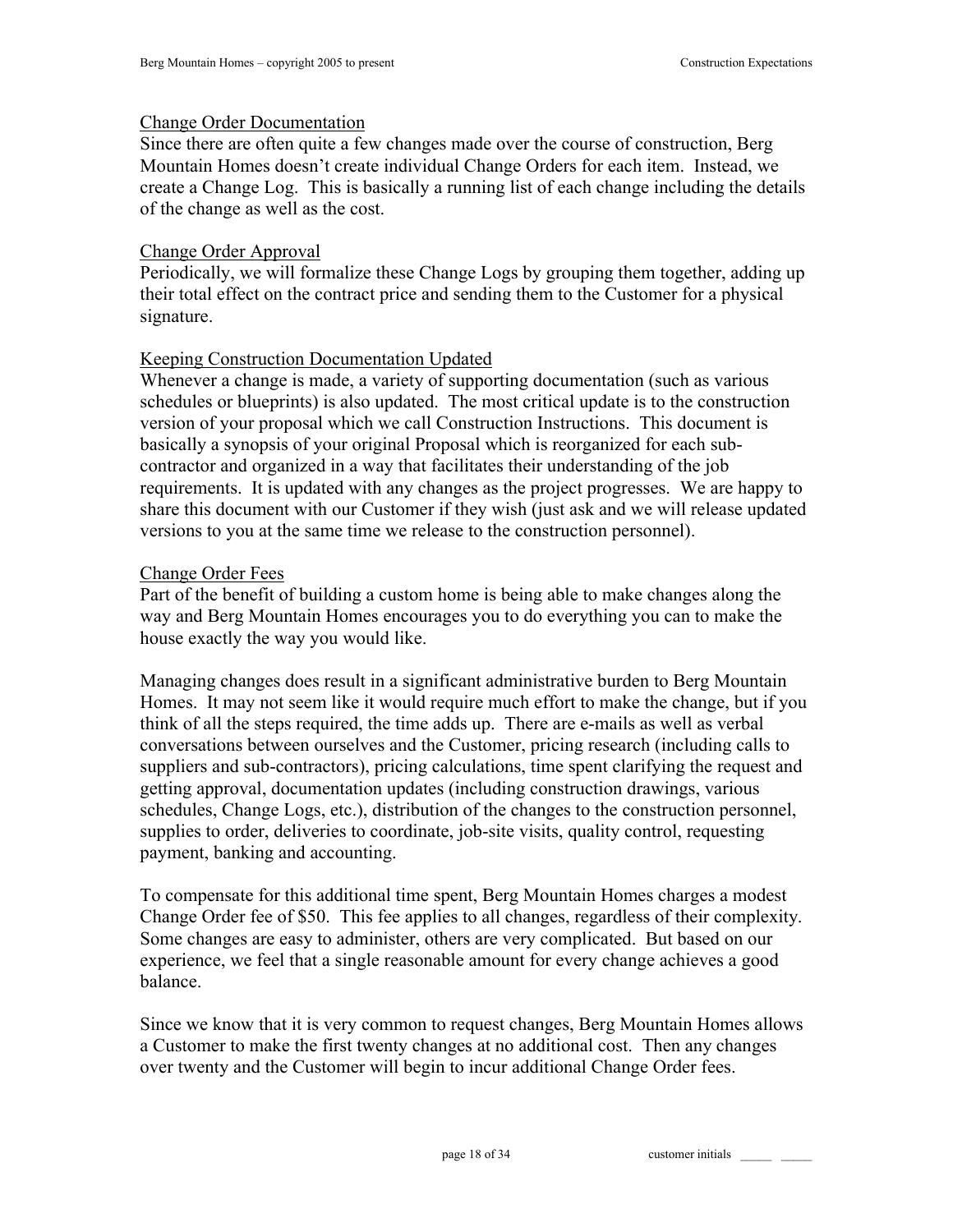## Change Order Documentation

Since there are often quite a few changes made over the course of construction, Berg Mountain Homes doesn't create individual Change Orders for each item. Instead, we create a Change Log. This is basically a running list of each change including the details of the change as well as the cost.

## Change Order Approval

Periodically, we will formalize these Change Logs by grouping them together, adding up their total effect on the contract price and sending them to the Customer for a physical signature.

## Keeping Construction Documentation Updated

Whenever a change is made, a variety of supporting documentation (such as various schedules or blueprints) is also updated. The most critical update is to the construction version of your proposal which we call Construction Instructions. This document is basically a synopsis of your original Proposal which is reorganized for each sub-contractor and organized in a way that facilitates their understanding of the job requirements. It is updated with any changes as the project progresses. We are happy to share this document with our Customer if they wish (just ask and we will release updated versions to you at the same time we release to the construction personnel).

## Change Order Fees

Part of the benefit of building a custom home is being able to make changes along the way and Berg Mountain Homes encourages you to do everything you can to make the house exactly the way you would like.

Managing changes does result in a significant administrative burden to Berg Mountain Homes. It may not seem like it would require much effort to make the change, but if you think of all the steps required, the time adds up. There are e-mails as well as verbal conversations between ourselves and the Customer, pricing research (including calls to suppliers and sub-contractors), pricing calculations, time spent clarifying the request and getting approval, documentation updates (including construction drawings, various schedules, Change Logs, etc.), distribution of the changes to the construction personnel, supplies to order, deliveries to coordinate, job-site visits, quality control, requesting payment, banking and accounting.

To compensate for this additional time spent, Berg Mountain Homes charges a modest Change Order fee of $50. This fee applies to all changes, regardless of their complexity. Some changes are easy to administer, others are very complicated. But based on our experience, we feel that a single reasonable amount for every change achieves a good balance.

Since we know that it is very common to request changes, Berg Mountain Homes allows a Customer to make the first twenty changes at no additional cost. Then any changes over twenty and the Customer will begin to incur additional Change Order fees.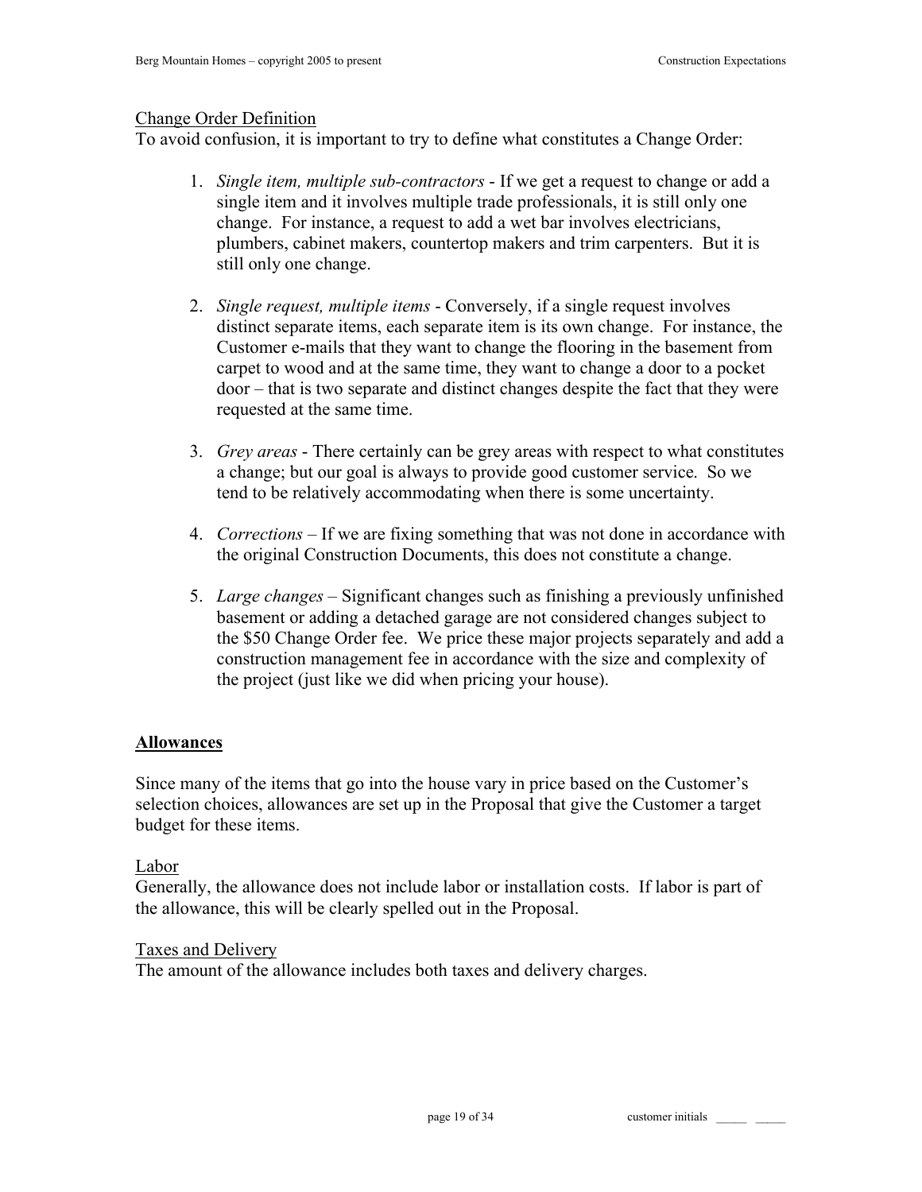Change Order Definition

To avoid confusion, it is important to try to define what constitutes a Change Order:

1. *Single item, multiple sub-contractors* - If we get a request to change or add a single item and it involves multiple trade professionals, it is still only one change. For instance, a request to add a wet bar involves electricians, plumbers, cabinet makers, countertop makers and trim carpenters. But it is still only one change.

2. *Single request, multiple items* - Conversely, if a single request involves distinct separate items, each separate item is its own change. For instance, the Customer e-mails that they want to change the flooring in the basement from carpet to wood and at the same time, they want to change a door to a pocket door – that is two separate and distinct changes despite the fact that they were requested at the same time.

3. *Grey areas* - There certainly can be grey areas with respect to what constitutes a change; but our goal is always to provide good customer service. So we tend to be relatively accommodating when there is some uncertainty.

4. *Corrections* – If we are fixing something that was not done in accordance with the original Construction Documents, this does not constitute a change.

5. *Large changes* – Significant changes such as finishing a previously unfinished basement or adding a detached garage are not considered changes subject to the $50 Change Order fee. We price these major projects separately and add a construction management fee in accordance with the size and complexity of the project (just like we did when pricing your house).

## Allowances

Since many of the items that go into the house vary in price based on the Customer's selection choices, allowances are set up in the Proposal that give the Customer a target budget for these items.

Labor

Generally, the allowance does not include labor or installation costs. If labor is part of the allowance, this will be clearly spelled out in the Proposal.

Taxes and Delivery

The amount of the allowance includes both taxes and delivery charges.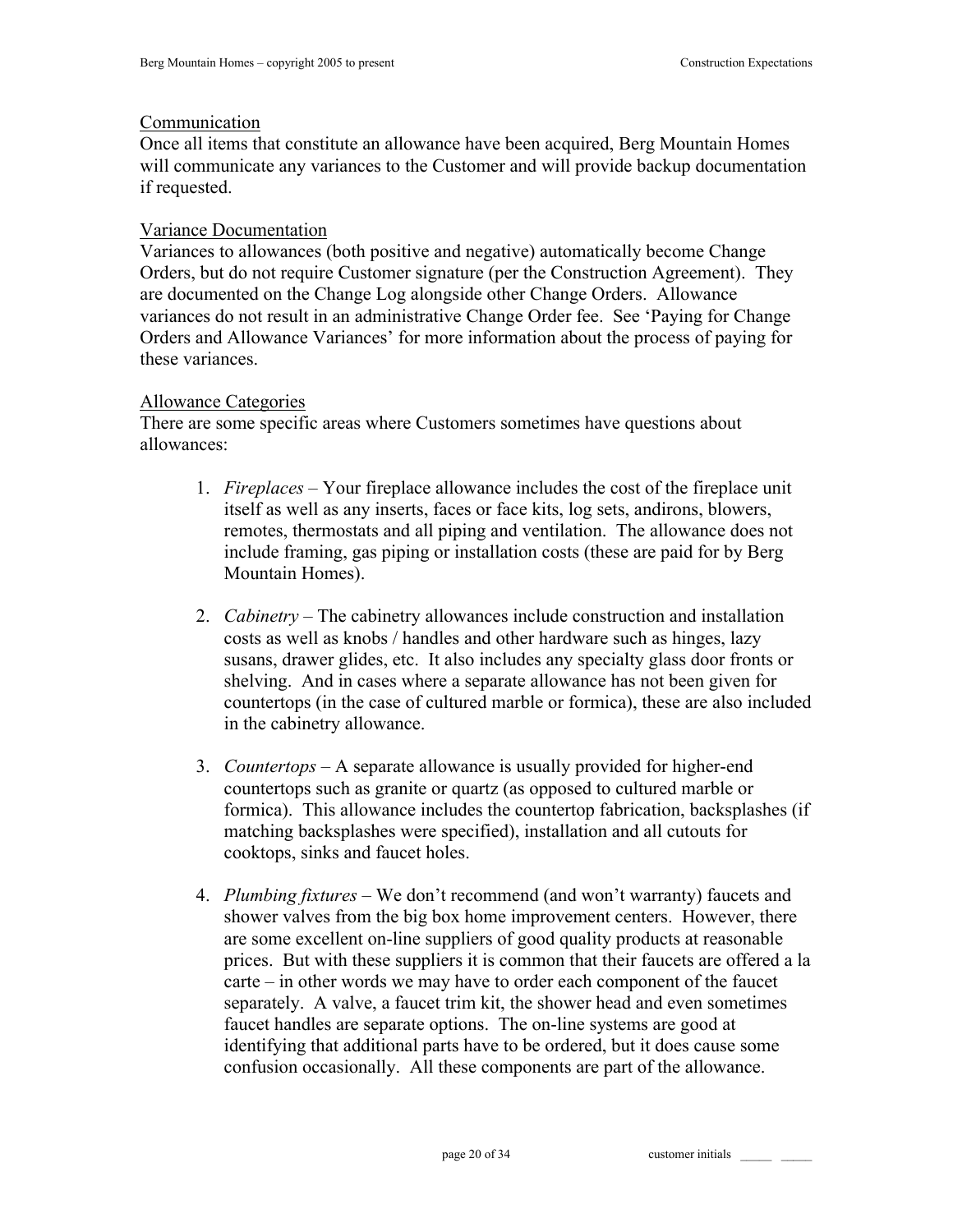### Communication

Once all items that constitute an allowance have been acquired, Berg Mountain Homes will communicate any variances to the Customer and will provide backup documentation if requested.

### Variance Documentation

Variances to allowances (both positive and negative) automatically become Change Orders, but do not require Customer signature (per the Construction Agreement). They are documented on the Change Log alongside other Change Orders. Allowance variances do not result in an administrative Change Order fee. See 'Paying for Change Orders and Allowance Variances' for more information about the process of paying for these variances.

### Allowance Categories

There are some specific areas where Customers sometimes have questions about allowances:

1. *Fireplaces* – Your fireplace allowance includes the cost of the fireplace unit itself as well as any inserts, faces or face kits, log sets, andirons, blowers, remotes, thermostats and all piping and ventilation. The allowance does not include framing, gas piping or installation costs (these are paid for by Berg Mountain Homes).

2. *Cabinetry* – The cabinetry allowances include construction and installation costs as well as knobs / handles and other hardware such as hinges, lazy susans, drawer glides, etc. It also includes any specialty glass door fronts or shelving. And in cases where a separate allowance has not been given for countertops (in the case of cultured marble or formica), these are also included in the cabinetry allowance.

3. *Countertops* – A separate allowance is usually provided for higher-end countertops such as granite or quartz (as opposed to cultured marble or formica). This allowance includes the countertop fabrication, backsplashes (if matching backsplashes were specified), installation and all cutouts for cooktops, sinks and faucet holes.

4. *Plumbing fixtures* – We don't recommend (and won't warranty) faucets and shower valves from the big box home improvement centers. However, there are some excellent on-line suppliers of good quality products at reasonable prices. But with these suppliers it is common that their faucets are offered a la carte – in other words we may have to order each component of the faucet separately. A valve, a faucet trim kit, the shower head and even sometimes faucet handles are separate options. The on-line systems are good at identifying that additional parts have to be ordered, but it does cause some confusion occasionally. All these components are part of the allowance.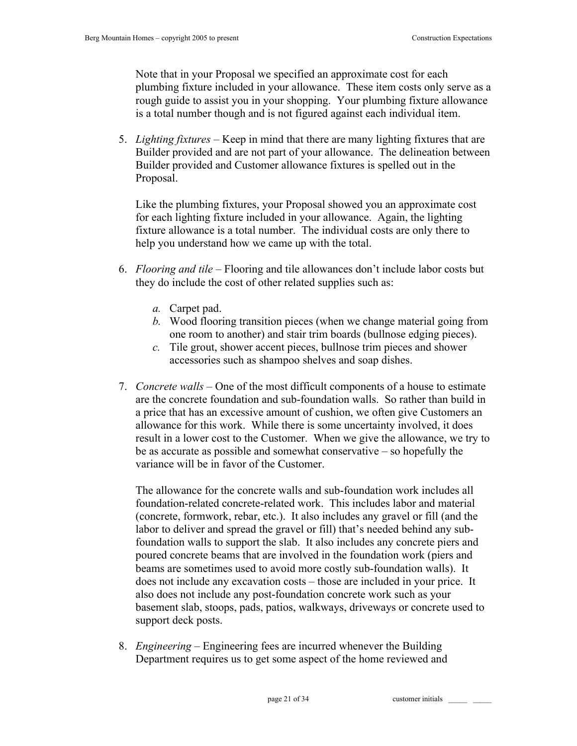Note that in your Proposal we specified an approximate cost for each plumbing fixture included in your allowance. These item costs only serve as a rough guide to assist you in your shopping. Your plumbing fixture allowance is a total number though and is not figured against each individual item.

5. *Lighting fixtures* – Keep in mind that there are many lighting fixtures that are Builder provided and are not part of your allowance. The delineation between Builder provided and Customer allowance fixtures is spelled out in the Proposal.

   Like the plumbing fixtures, your Proposal showed you an approximate cost for each lighting fixture included in your allowance. Again, the lighting fixture allowance is a total number. The individual costs are only there to help you understand how we came up with the total.

6. *Flooring and tile* – Flooring and tile allowances don't include labor costs but they do include the cost of other related supplies such as:

   *a.* Carpet pad.
   *b.* Wood flooring transition pieces (when we change material going from one room to another) and stair trim boards (bullnose edging pieces).
   *c.* Tile grout, shower accent pieces, bullnose trim pieces and shower accessories such as shampoo shelves and soap dishes.

7. *Concrete walls* – One of the most difficult components of a house to estimate are the concrete foundation and sub-foundation walls. So rather than build in a price that has an excessive amount of cushion, we often give Customers an allowance for this work. While there is some uncertainty involved, it does result in a lower cost to the Customer. When we give the allowance, we try to be as accurate as possible and somewhat conservative – so hopefully the variance will be in favor of the Customer.

   The allowance for the concrete walls and sub-foundation work includes all foundation-related concrete-related work. This includes labor and material (concrete, formwork, rebar, etc.). It also includes any gravel or fill (and the labor to deliver and spread the gravel or fill) that's needed behind any sub-foundation walls to support the slab. It also includes any concrete piers and poured concrete beams that are involved in the foundation work (piers and beams are sometimes used to avoid more costly sub-foundation walls). It does not include any excavation costs – those are included in your price. It also does not include any post-foundation concrete work such as your basement slab, stoops, pads, patios, walkways, driveways or concrete used to support deck posts.

8. *Engineering* – Engineering fees are incurred whenever the Building Department requires us to get some aspect of the home reviewed and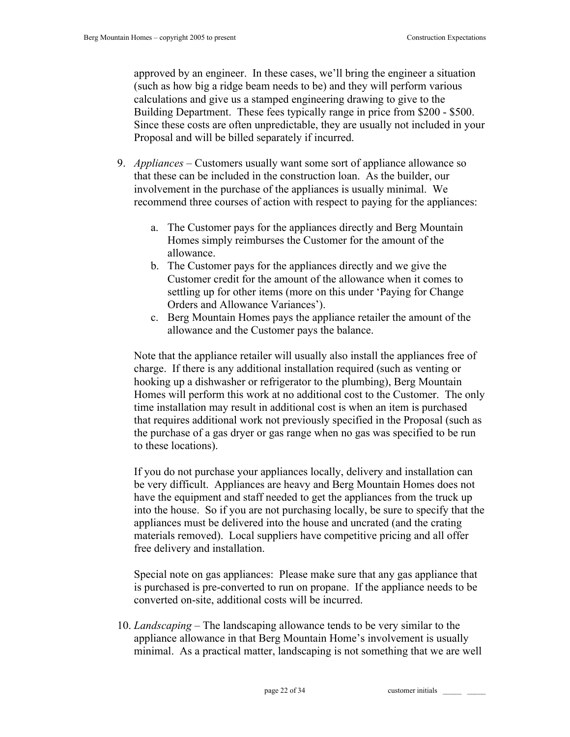approved by an engineer. In these cases, we'll bring the engineer a situation (such as how big a ridge beam needs to be) and they will perform various calculations and give us a stamped engineering drawing to give to the Building Department. These fees typically range in price from $200 - $500. Since these costs are often unpredictable, they are usually not included in your Proposal and will be billed separately if incurred.

9. *Appliances* – Customers usually want some sort of appliance allowance so that these can be included in the construction loan. As the builder, our involvement in the purchase of the appliances is usually minimal. We recommend three courses of action with respect to paying for the appliances:

   a. The Customer pays for the appliances directly and Berg Mountain Homes simply reimburses the Customer for the amount of the allowance.
   b. The Customer pays for the appliances directly and we give the Customer credit for the amount of the allowance when it comes to settling up for other items (more on this under 'Paying for Change Orders and Allowance Variances').
   c. Berg Mountain Homes pays the appliance retailer the amount of the allowance and the Customer pays the balance.

   Note that the appliance retailer will usually also install the appliances free of charge. If there is any additional installation required (such as venting or hooking up a dishwasher or refrigerator to the plumbing), Berg Mountain Homes will perform this work at no additional cost to the Customer. The only time installation may result in additional cost is when an item is purchased that requires additional work not previously specified in the Proposal (such as the purchase of a gas dryer or gas range when no gas was specified to be run to these locations).

   If you do not purchase your appliances locally, delivery and installation can be very difficult. Appliances are heavy and Berg Mountain Homes does not have the equipment and staff needed to get the appliances from the truck up into the house. So if you are not purchasing locally, be sure to specify that the appliances must be delivered into the house and uncrated (and the crating materials removed). Local suppliers have competitive pricing and all offer free delivery and installation.

   Special note on gas appliances: Please make sure that any gas appliance that is purchased is pre-converted to run on propane. If the appliance needs to be converted on-site, additional costs will be incurred.

10. *Landscaping* – The landscaping allowance tends to be very similar to the appliance allowance in that Berg Mountain Home's involvement is usually minimal. As a practical matter, landscaping is not something that we are well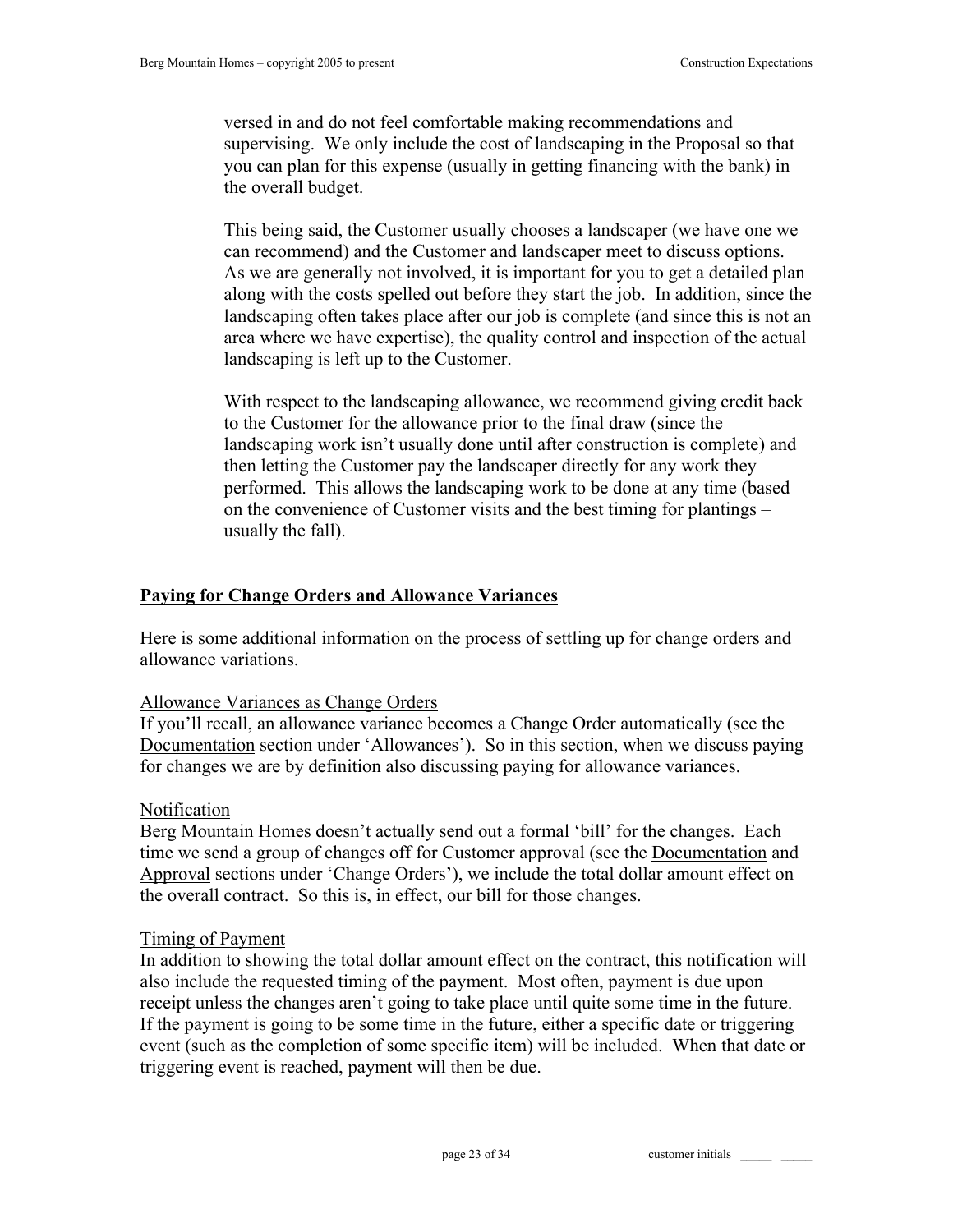versed in and do not feel comfortable making recommendations and supervising. We only include the cost of landscaping in the Proposal so that you can plan for this expense (usually in getting financing with the bank) in the overall budget.

This being said, the Customer usually chooses a landscaper (we have one we can recommend) and the Customer and landscaper meet to discuss options. As we are generally not involved, it is important for you to get a detailed plan along with the costs spelled out before they start the job. In addition, since the landscaping often takes place after our job is complete (and since this is not an area where we have expertise), the quality control and inspection of the actual landscaping is left up to the Customer.

With respect to the landscaping allowance, we recommend giving credit back to the Customer for the allowance prior to the final draw (since the landscaping work isn't usually done until after construction is complete) and then letting the Customer pay the landscaper directly for any work they performed. This allows the landscaping work to be done at any time (based on the convenience of Customer visits and the best timing for plantings – usually the fall).

## Paying for Change Orders and Allowance Variances

Here is some additional information on the process of settling up for change orders and allowance variations.

### Allowance Variances as Change Orders

If you'll recall, an allowance variance becomes a Change Order automatically (see the Documentation section under 'Allowances'). So in this section, when we discuss paying for changes we are by definition also discussing paying for allowance variances.

### Notification

Berg Mountain Homes doesn't actually send out a formal 'bill' for the changes. Each time we send a group of changes off for Customer approval (see the Documentation and Approval sections under 'Change Orders'), we include the total dollar amount effect on the overall contract. So this is, in effect, our bill for those changes.

### Timing of Payment

In addition to showing the total dollar amount effect on the contract, this notification will also include the requested timing of the payment. Most often, payment is due upon receipt unless the changes aren't going to take place until quite some time in the future. If the payment is going to be some time in the future, either a specific date or triggering event (such as the completion of some specific item) will be included. When that date or triggering event is reached, payment will then be due.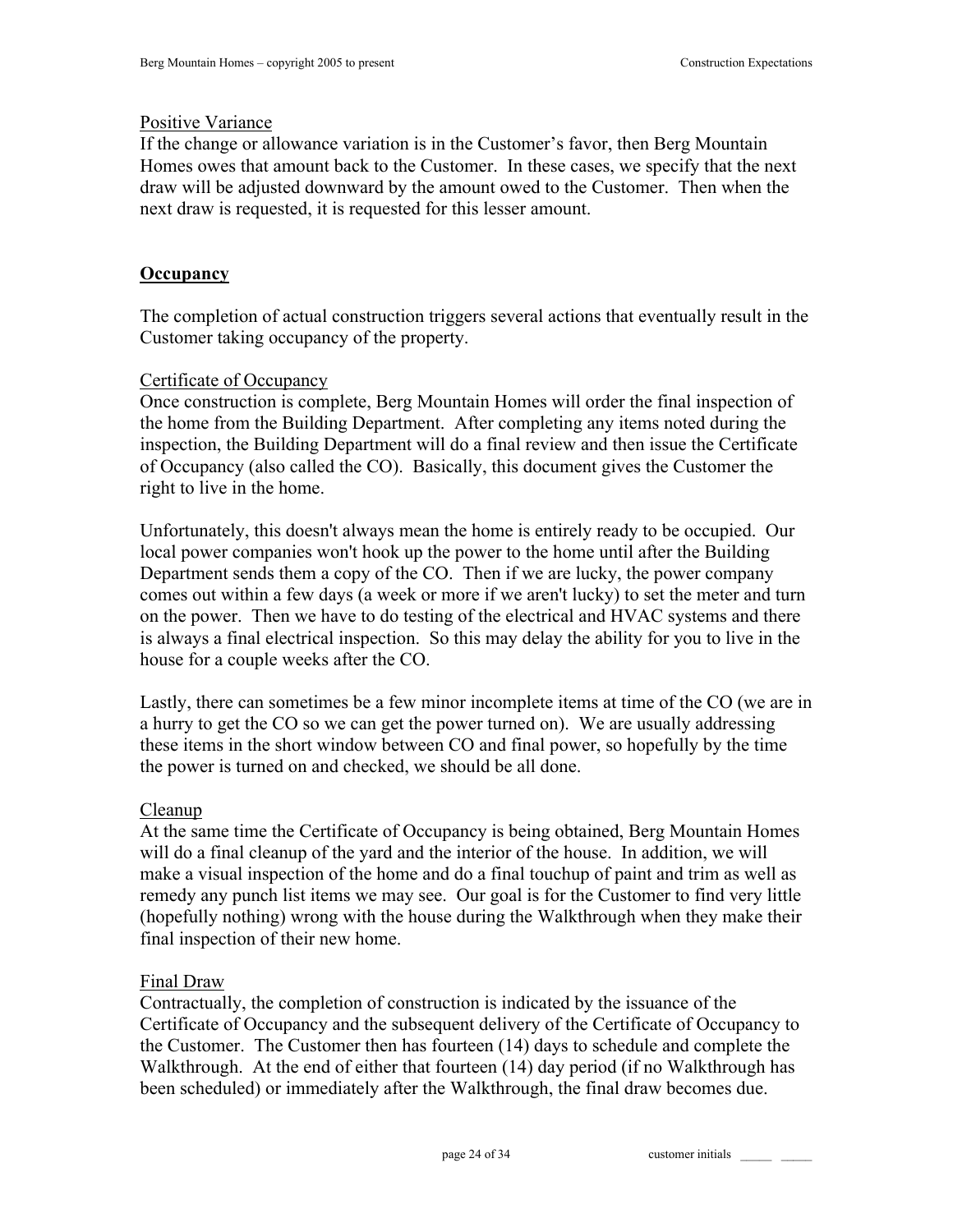### Positive Variance

If the change or allowance variation is in the Customer's favor, then Berg Mountain Homes owes that amount back to the Customer. In these cases, we specify that the next draw will be adjusted downward by the amount owed to the Customer. Then when the next draw is requested, it is requested for this lesser amount.

## **Occupancy**

The completion of actual construction triggers several actions that eventually result in the Customer taking occupancy of the property.

### Certificate of Occupancy

Once construction is complete, Berg Mountain Homes will order the final inspection of the home from the Building Department. After completing any items noted during the inspection, the Building Department will do a final review and then issue the Certificate of Occupancy (also called the CO). Basically, this document gives the Customer the right to live in the home.

Unfortunately, this doesn't always mean the home is entirely ready to be occupied. Our local power companies won't hook up the power to the home until after the Building Department sends them a copy of the CO. Then if we are lucky, the power company comes out within a few days (a week or more if we aren't lucky) to set the meter and turn on the power. Then we have to do testing of the electrical and HVAC systems and there is always a final electrical inspection. So this may delay the ability for you to live in the house for a couple weeks after the CO.

Lastly, there can sometimes be a few minor incomplete items at time of the CO (we are in a hurry to get the CO so we can get the power turned on). We are usually addressing these items in the short window between CO and final power, so hopefully by the time the power is turned on and checked, we should be all done.

### Cleanup

At the same time the Certificate of Occupancy is being obtained, Berg Mountain Homes will do a final cleanup of the yard and the interior of the house. In addition, we will make a visual inspection of the home and do a final touchup of paint and trim as well as remedy any punch list items we may see. Our goal is for the Customer to find very little (hopefully nothing) wrong with the house during the Walkthrough when they make their final inspection of their new home.

### Final Draw

Contractually, the completion of construction is indicated by the issuance of the Certificate of Occupancy and the subsequent delivery of the Certificate of Occupancy to the Customer. The Customer then has fourteen (14) days to schedule and complete the Walkthrough. At the end of either that fourteen (14) day period (if no Walkthrough has been scheduled) or immediately after the Walkthrough, the final draw becomes due.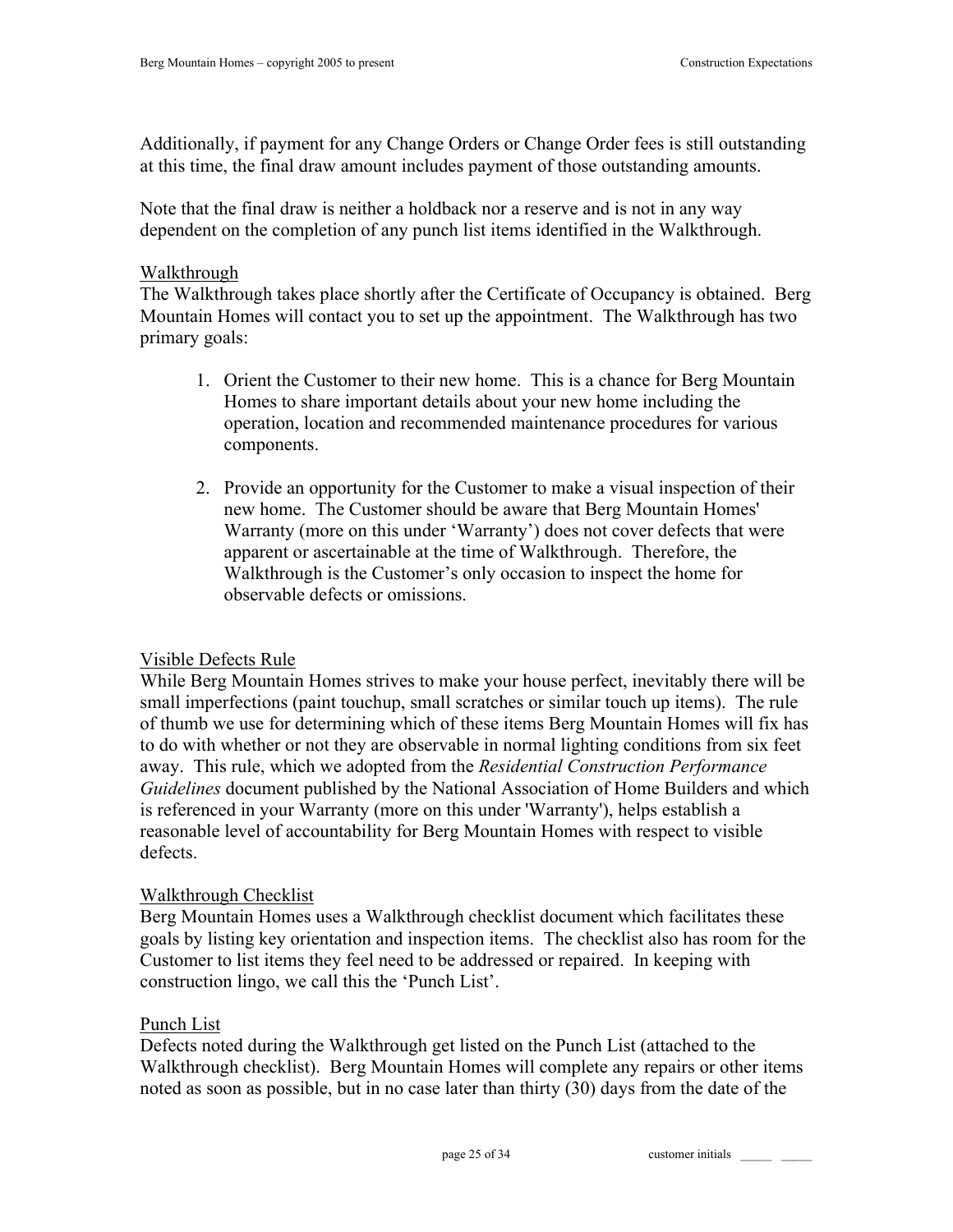Additionally, if payment for any Change Orders or Change Order fees is still outstanding at this time, the final draw amount includes payment of those outstanding amounts.

Note that the final draw is neither a holdback nor a reserve and is not in any way dependent on the completion of any punch list items identified in the Walkthrough.

### Walkthrough

The Walkthrough takes place shortly after the Certificate of Occupancy is obtained. Berg Mountain Homes will contact you to set up the appointment. The Walkthrough has two primary goals:

1. Orient the Customer to their new home. This is a chance for Berg Mountain Homes to share important details about your new home including the operation, location and recommended maintenance procedures for various components.

2. Provide an opportunity for the Customer to make a visual inspection of their new home. The Customer should be aware that Berg Mountain Homes' Warranty (more on this under 'Warranty') does not cover defects that were apparent or ascertainable at the time of Walkthrough. Therefore, the Walkthrough is the Customer's only occasion to inspect the home for observable defects or omissions.

### Visible Defects Rule

While Berg Mountain Homes strives to make your house perfect, inevitably there will be small imperfections (paint touchup, small scratches or similar touch up items). The rule of thumb we use for determining which of these items Berg Mountain Homes will fix has to do with whether or not they are observable in normal lighting conditions from six feet away. This rule, which we adopted from the *Residential Construction Performance Guidelines* document published by the National Association of Home Builders and which is referenced in your Warranty (more on this under 'Warranty'), helps establish a reasonable level of accountability for Berg Mountain Homes with respect to visible defects.

### Walkthrough Checklist

Berg Mountain Homes uses a Walkthrough checklist document which facilitates these goals by listing key orientation and inspection items. The checklist also has room for the Customer to list items they feel need to be addressed or repaired. In keeping with construction lingo, we call this the 'Punch List'.

### Punch List

Defects noted during the Walkthrough get listed on the Punch List (attached to the Walkthrough checklist). Berg Mountain Homes will complete any repairs or other items noted as soon as possible, but in no case later than thirty (30) days from the date of the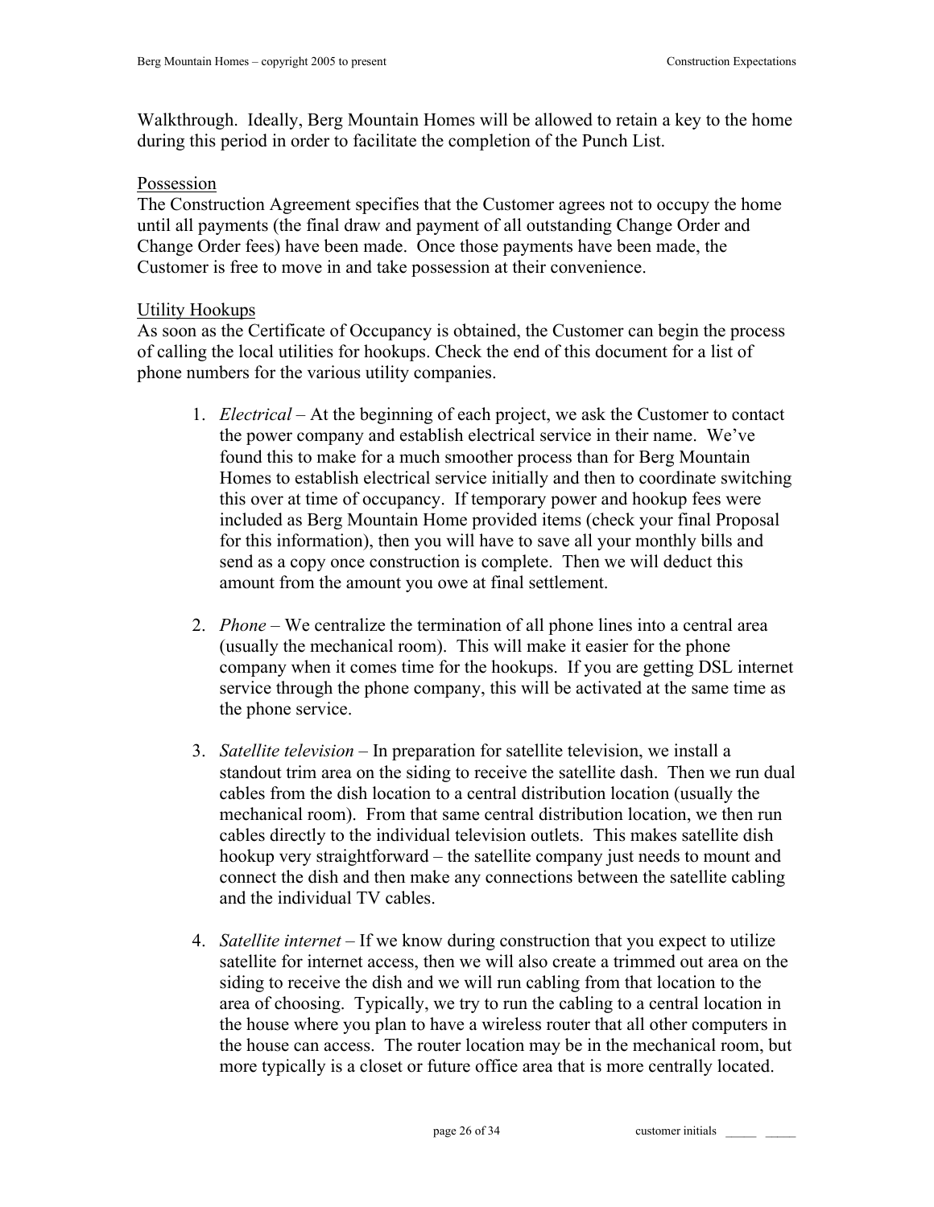Walkthrough. Ideally, Berg Mountain Homes will be allowed to retain a key to the home during this period in order to facilitate the completion of the Punch List.

<u>Possession</u>

The Construction Agreement specifies that the Customer agrees not to occupy the home until all payments (the final draw and payment of all outstanding Change Order and Change Order fees) have been made. Once those payments have been made, the Customer is free to move in and take possession at their convenience.

<u>Utility Hookups</u>

As soon as the Certificate of Occupancy is obtained, the Customer can begin the process of calling the local utilities for hookups. Check the end of this document for a list of phone numbers for the various utility companies.

1. *Electrical* – At the beginning of each project, we ask the Customer to contact the power company and establish electrical service in their name. We've found this to make for a much smoother process than for Berg Mountain Homes to establish electrical service initially and then to coordinate switching this over at time of occupancy. If temporary power and hookup fees were included as Berg Mountain Home provided items (check your final Proposal for this information), then you will have to save all your monthly bills and send as a copy once construction is complete. Then we will deduct this amount from the amount you owe at final settlement.

2. *Phone* – We centralize the termination of all phone lines into a central area (usually the mechanical room). This will make it easier for the phone company when it comes time for the hookups. If you are getting DSL internet service through the phone company, this will be activated at the same time as the phone service.

3. *Satellite television* – In preparation for satellite television, we install a standout trim area on the siding to receive the satellite dash. Then we run dual cables from the dish location to a central distribution location (usually the mechanical room). From that same central distribution location, we then run cables directly to the individual television outlets. This makes satellite dish hookup very straightforward – the satellite company just needs to mount and connect the dish and then make any connections between the satellite cabling and the individual TV cables.

4. *Satellite internet* – If we know during construction that you expect to utilize satellite for internet access, then we will also create a trimmed out area on the siding to receive the dish and we will run cabling from that location to the area of choosing. Typically, we try to run the cabling to a central location in the house where you plan to have a wireless router that all other computers in the house can access. The router location may be in the mechanical room, but more typically is a closet or future office area that is more centrally located.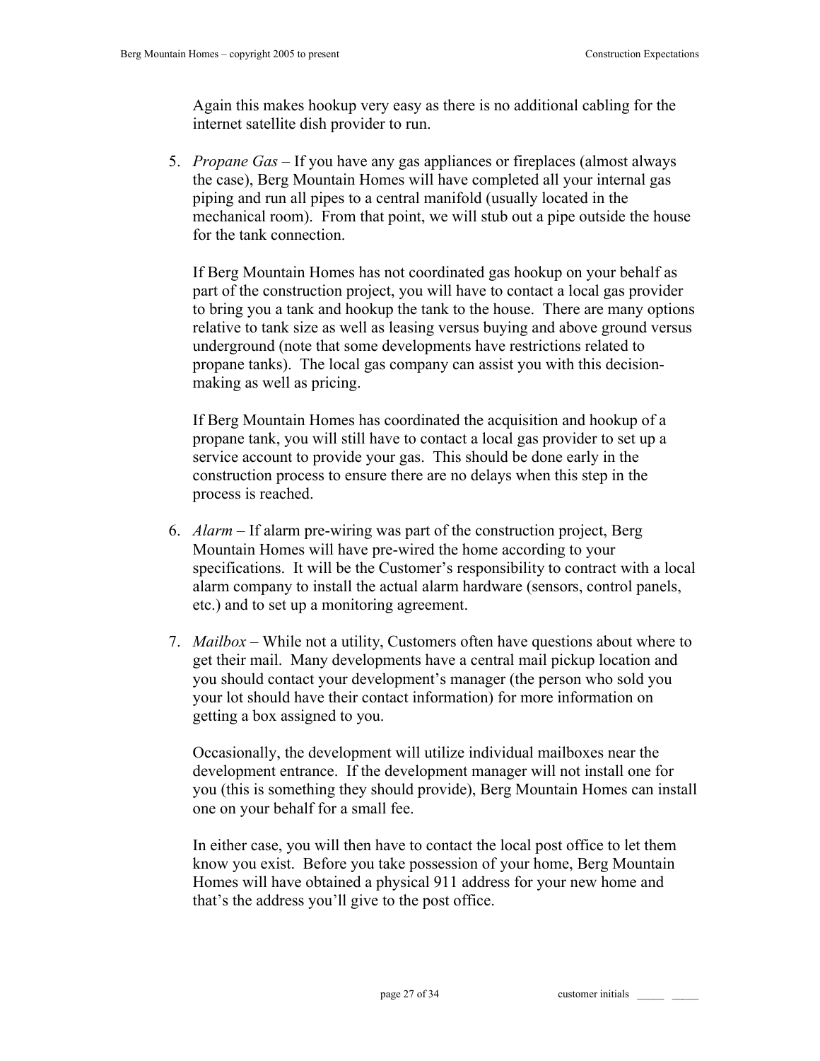Again this makes hookup very easy as there is no additional cabling for the internet satellite dish provider to run.

5. *Propane Gas* – If you have any gas appliances or fireplaces (almost always the case), Berg Mountain Homes will have completed all your internal gas piping and run all pipes to a central manifold (usually located in the mechanical room). From that point, we will stub out a pipe outside the house for the tank connection.

   If Berg Mountain Homes has not coordinated gas hookup on your behalf as part of the construction project, you will have to contact a local gas provider to bring you a tank and hookup the tank to the house. There are many options relative to tank size as well as leasing versus buying and above ground versus underground (note that some developments have restrictions related to propane tanks). The local gas company can assist you with this decision-making as well as pricing.

   If Berg Mountain Homes has coordinated the acquisition and hookup of a propane tank, you will still have to contact a local gas provider to set up a service account to provide your gas. This should be done early in the construction process to ensure there are no delays when this step in the process is reached.

6. *Alarm* – If alarm pre-wiring was part of the construction project, Berg Mountain Homes will have pre-wired the home according to your specifications. It will be the Customer's responsibility to contract with a local alarm company to install the actual alarm hardware (sensors, control panels, etc.) and to set up a monitoring agreement.

7. *Mailbox* – While not a utility, Customers often have questions about where to get their mail. Many developments have a central mail pickup location and you should contact your development's manager (the person who sold you your lot should have their contact information) for more information on getting a box assigned to you.

   Occasionally, the development will utilize individual mailboxes near the development entrance. If the development manager will not install one for you (this is something they should provide), Berg Mountain Homes can install one on your behalf for a small fee.

   In either case, you will then have to contact the local post office to let them know you exist. Before you take possession of your home, Berg Mountain Homes will have obtained a physical 911 address for your new home and that's the address you'll give to the post office.

customer initials _____ _____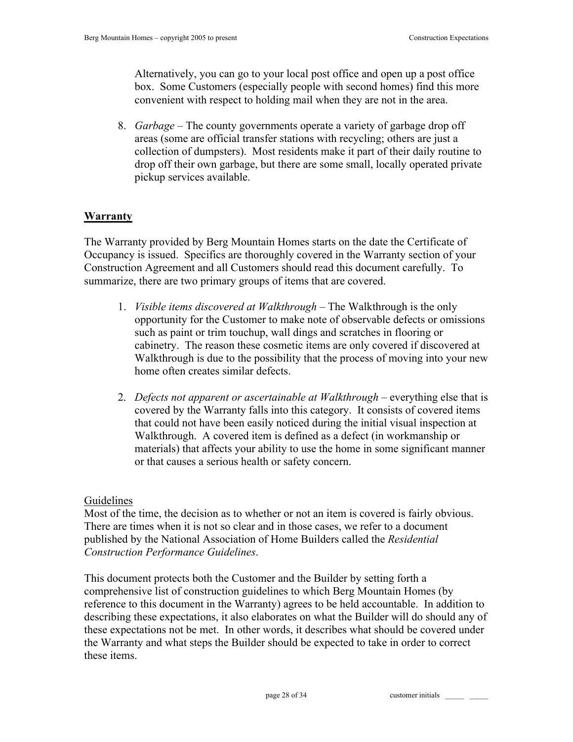Alternatively, you can go to your local post office and open up a post office box. Some Customers (especially people with second homes) find this more convenient with respect to holding mail when they are not in the area.

8. *Garbage* – The county governments operate a variety of garbage drop off areas (some are official transfer stations with recycling; others are just a collection of dumpsters). Most residents make it part of their daily routine to drop off their own garbage, but there are some small, locally operated private pickup services available.

## Warranty

The Warranty provided by Berg Mountain Homes starts on the date the Certificate of Occupancy is issued. Specifics are thoroughly covered in the Warranty section of your Construction Agreement and all Customers should read this document carefully. To summarize, there are two primary groups of items that are covered.

1. *Visible items discovered at Walkthrough* – The Walkthrough is the only opportunity for the Customer to make note of observable defects or omissions such as paint or trim touchup, wall dings and scratches in flooring or cabinetry. The reason these cosmetic items are only covered if discovered at Walkthrough is due to the possibility that the process of moving into your new home often creates similar defects.

2. *Defects not apparent or ascertainable at Walkthrough* – everything else that is covered by the Warranty falls into this category. It consists of covered items that could not have been easily noticed during the initial visual inspection at Walkthrough. A covered item is defined as a defect (in workmanship or materials) that affects your ability to use the home in some significant manner or that causes a serious health or safety concern.

### Guidelines

Most of the time, the decision as to whether or not an item is covered is fairly obvious. There are times when it is not so clear and in those cases, we refer to a document published by the National Association of Home Builders called the *Residential Construction Performance Guidelines*.

This document protects both the Customer and the Builder by setting forth a comprehensive list of construction guidelines to which Berg Mountain Homes (by reference to this document in the Warranty) agrees to be held accountable. In addition to describing these expectations, it also elaborates on what the Builder will do should any of these expectations not be met. In other words, it describes what should be covered under the Warranty and what steps the Builder should be expected to take in order to correct these items.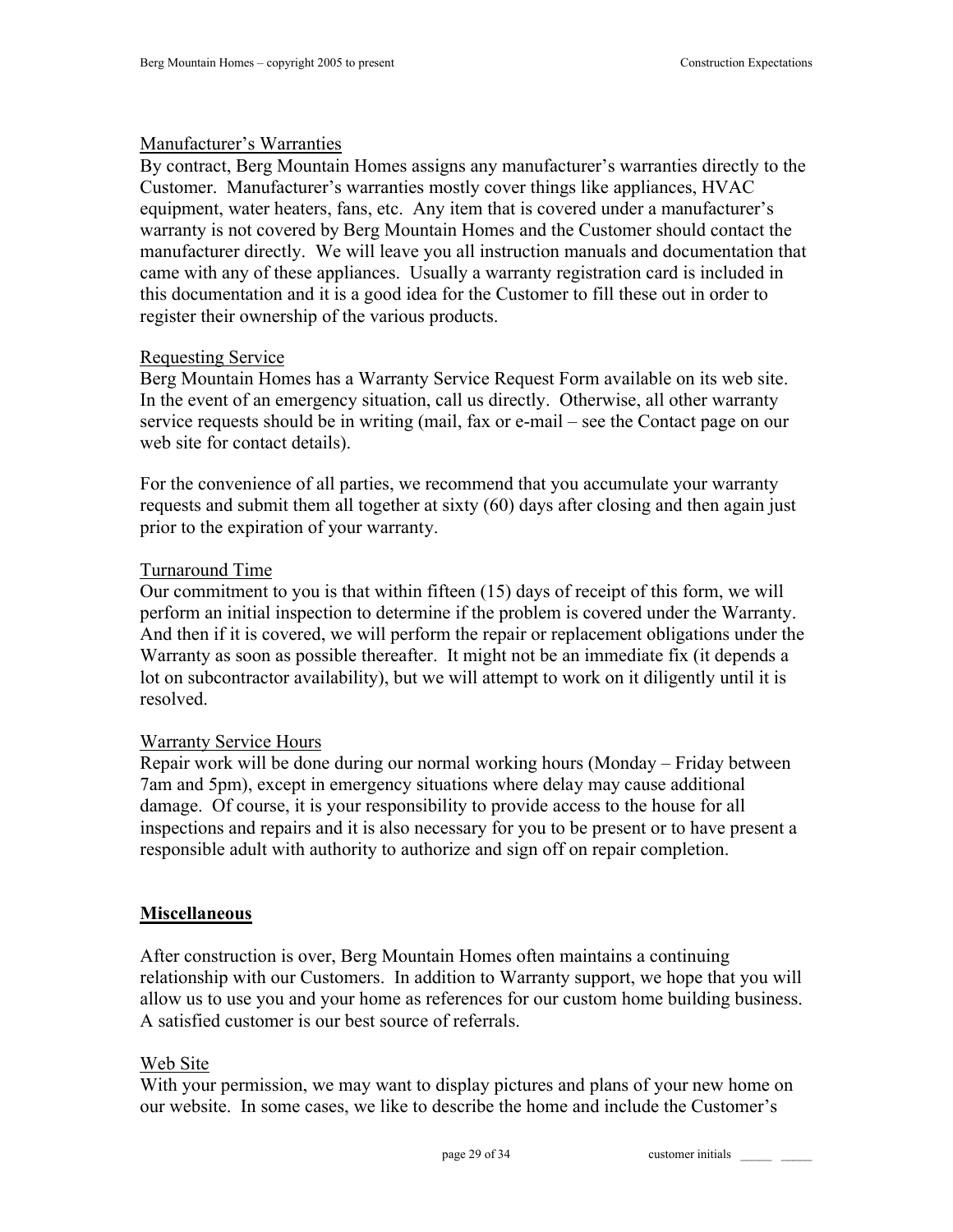Manufacturer's Warranties

By contract, Berg Mountain Homes assigns any manufacturer's warranties directly to the Customer. Manufacturer's warranties mostly cover things like appliances, HVAC equipment, water heaters, fans, etc. Any item that is covered under a manufacturer's warranty is not covered by Berg Mountain Homes and the Customer should contact the manufacturer directly. We will leave you all instruction manuals and documentation that came with any of these appliances. Usually a warranty registration card is included in this documentation and it is a good idea for the Customer to fill these out in order to register their ownership of the various products.

Requesting Service

Berg Mountain Homes has a Warranty Service Request Form available on its web site. In the event of an emergency situation, call us directly. Otherwise, all other warranty service requests should be in writing (mail, fax or e-mail – see the Contact page on our web site for contact details).

For the convenience of all parties, we recommend that you accumulate your warranty requests and submit them all together at sixty (60) days after closing and then again just prior to the expiration of your warranty.

Turnaround Time

Our commitment to you is that within fifteen (15) days of receipt of this form, we will perform an initial inspection to determine if the problem is covered under the Warranty. And then if it is covered, we will perform the repair or replacement obligations under the Warranty as soon as possible thereafter. It might not be an immediate fix (it depends a lot on subcontractor availability), but we will attempt to work on it diligently until it is resolved.

Warranty Service Hours

Repair work will be done during our normal working hours (Monday – Friday between 7am and 5pm), except in emergency situations where delay may cause additional damage. Of course, it is your responsibility to provide access to the house for all inspections and repairs and it is also necessary for you to be present or to have present a responsible adult with authority to authorize and sign off on repair completion.

## Miscellaneous

After construction is over, Berg Mountain Homes often maintains a continuing relationship with our Customers. In addition to Warranty support, we hope that you will allow us to use you and your home as references for our custom home building business. A satisfied customer is our best source of referrals.

Web Site

With your permission, we may want to display pictures and plans of your new home on our website. In some cases, we like to describe the home and include the Customer's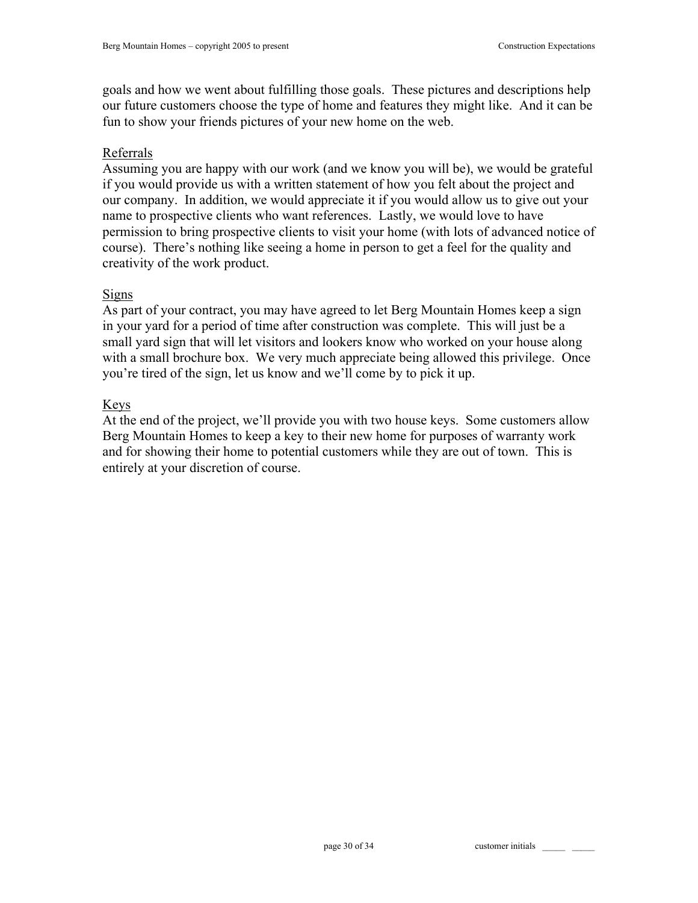goals and how we went about fulfilling those goals. These pictures and descriptions help our future customers choose the type of home and features they might like. And it can be fun to show your friends pictures of your new home on the web.

<u>Referrals</u>

Assuming you are happy with our work (and we know you will be), we would be grateful if you would provide us with a written statement of how you felt about the project and our company. In addition, we would appreciate it if you would allow us to give out your name to prospective clients who want references. Lastly, we would love to have permission to bring prospective clients to visit your home (with lots of advanced notice of course). There's nothing like seeing a home in person to get a feel for the quality and creativity of the work product.

<u>Signs</u>

As part of your contract, you may have agreed to let Berg Mountain Homes keep a sign in your yard for a period of time after construction was complete. This will just be a small yard sign that will let visitors and lookers know who worked on your house along with a small brochure box. We very much appreciate being allowed this privilege. Once you're tired of the sign, let us know and we'll come by to pick it up.

<u>Keys</u>

At the end of the project, we'll provide you with two house keys. Some customers allow Berg Mountain Homes to keep a key to their new home for purposes of warranty work and for showing their home to potential customers while they are out of town. This is entirely at your discretion of course.

customer initials _____ _____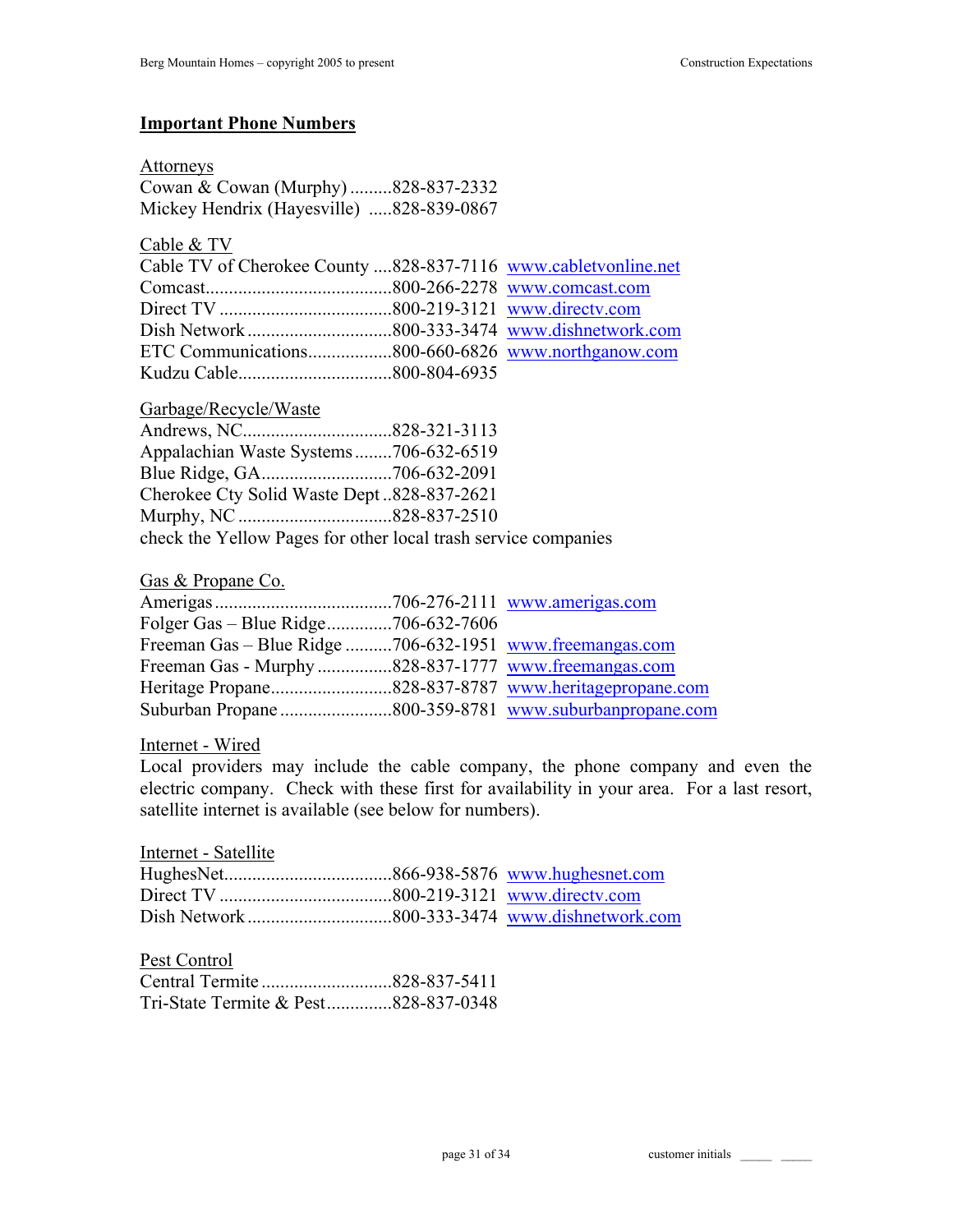## Important Phone Numbers

Attorneys

Cowan & Cowan (Murphy) .........828-837-2332
Mickey Hendrix (Hayesville) .....828-839-0867

Cable & TV

Cable TV of Cherokee County ....828-837-7116 www.cabletvonline.net
Comcast........................................800-266-2278 www.comcast.com
Direct TV .....................................800-219-3121 www.directv.com
Dish Network ...............................800-333-3474 www.dishnetwork.com
ETC Communications..................800-660-6826 www.northganow.com
Kudzu Cable.................................800-804-6935

Garbage/Recycle/Waste

Andrews, NC................................828-321-3113
Appalachian Waste Systems........706-632-6519
Blue Ridge, GA............................706-632-2091
Cherokee Cty Solid Waste Dept ..828-837-2621
Murphy, NC .................................828-837-2510
check the Yellow Pages for other local trash service companies

Gas & Propane Co.

Amerigas......................................706-276-2111 www.amerigas.com
Folger Gas – Blue Ridge..............706-632-7606
Freeman Gas – Blue Ridge ..........706-632-1951 www.freemangas.com
Freeman Gas - Murphy ................828-837-1777 www.freemangas.com
Heritage Propane..........................828-837-8787 www.heritagepropane.com
Suburban Propane ........................800-359-8781 www.suburbanpropane.com

Internet - Wired

Local providers may include the cable company, the phone company and even the electric company. Check with these first for availability in your area. For a last resort, satellite internet is available (see below for numbers).

Internet - Satellite

HughesNet....................................866-938-5876 www.hughesnet.com
Direct TV .....................................800-219-3121 www.directv.com
Dish Network ...............................800-333-3474 www.dishnetwork.com

Pest Control

Central Termite ............................828-837-5411
Tri-State Termite & Pest..............828-837-0348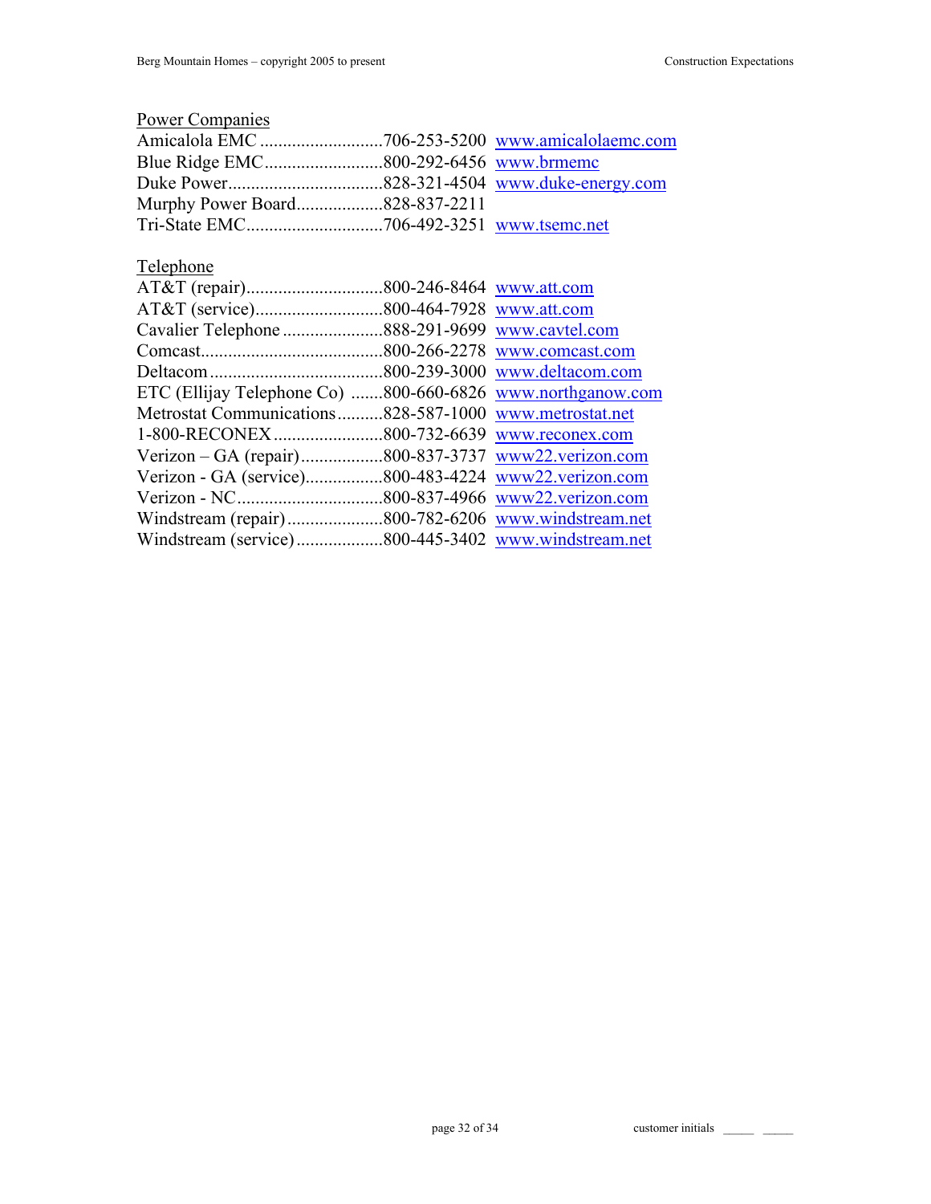Power Companies

Amicalola EMC ...........................706-253-5200 www.amicalolaemc.com
Blue Ridge EMC..........................800-292-6456 www.brmemc
Duke Power..................................828-321-4504 www.duke-energy.com
Murphy Power Board...................828-837-2211
Tri-State EMC..............................706-492-3251 www.tsemc.net

Telephone

AT&T (repair)..............................800-246-8464 www.att.com
AT&T (service)............................800-464-7928 www.att.com
Cavalier Telephone ......................888-291-9699 www.cavtel.com
Comcast........................................800-266-2278 www.comcast.com
Deltacom ......................................800-239-3000 www.deltacom.com
ETC (Ellijay Telephone Co) .......800-660-6826 www.northganow.com
Metrostat Communications..........828-587-1000 www.metrostat.net
1-800-RECONEX........................800-732-6639 www.reconex.com
Verizon – GA (repair)..................800-837-3737 www22.verizon.com
Verizon - GA (service).................800-483-4224 www22.verizon.com
Verizon - NC................................800-837-4966 www22.verizon.com
Windstream (repair).....................800-782-6206 www.windstream.net
Windstream (service)...................800-445-3402 www.windstream.net

customer initials _____ _____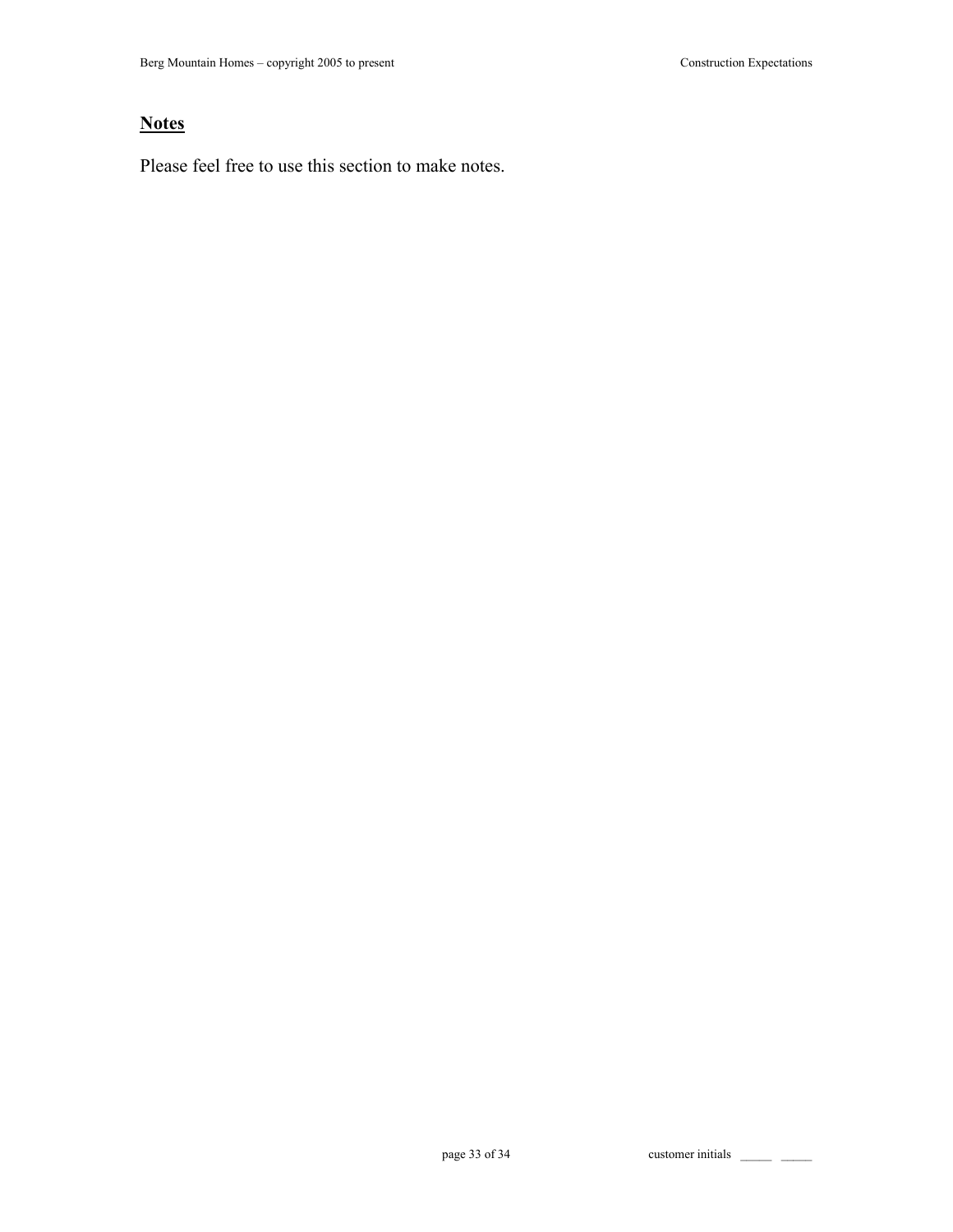## **Notes**

Please feel free to use this section to make notes.